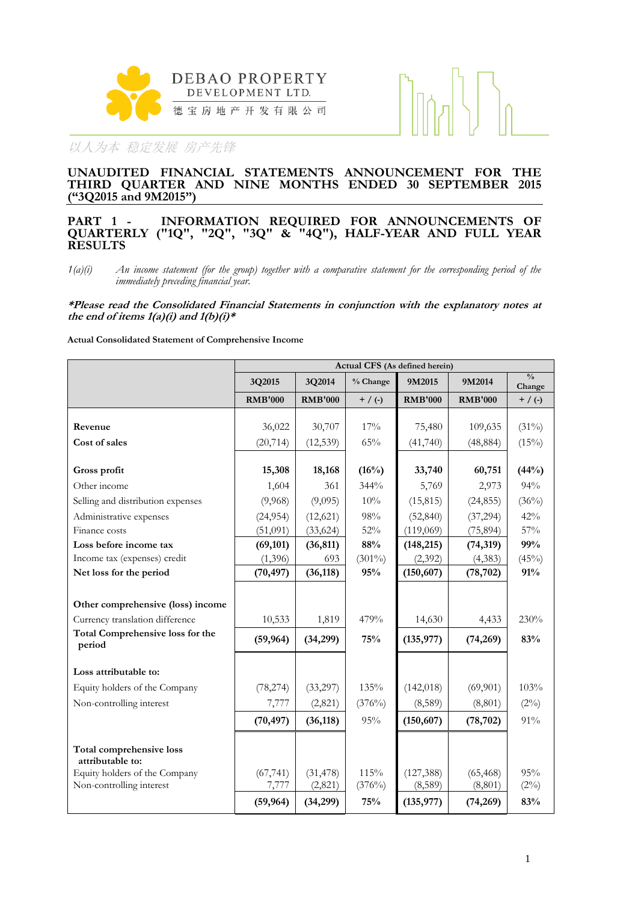DEBAO PROPERTY DEVELOPMENT LTD.

德宝房地产开发有限公司

以人为本 稳定发展 房产先锋

# UNAUDITED FINANCIAL STATEMENTS ANNOUNCEMENT FOR THE THIRD QUARTER AND NINE MONTHS ENDED 30 SEPTEMBER 2015 ("3Q2015 and 9M2015")

## PART 1 - INFORMATION REQUIRED FOR ANNOUNCEMENTS OF QUARTERLY ("1Q", "2Q", "3Q" & "4Q"), HALF-YEAR AND FULL YEAR RESULTS

*1(a)(i) An income statement (for the group) together with a comparative statement for the corresponding period of the immediately preceding financial year.*

***Please read the Consolidated Financial Statements in conjunction with the explanatory notes at the end of items 1(a)(i) and 1(b)(i)***

**Actual Consolidated Statement of Comprehensive Income**

| | Actual CFS (As defined herein) | | | | | |
|---|---|---|---|---|---|---|
| | 3Q2015 | 3Q2014 | % Change | 9M2015 | 9M2014 | % Change |
| | RMB'000 | RMB'000 | + / (-) | RMB'000 | RMB'000 | + / (-) |
| **Revenue** | 36,022 | 30,707 | 17% | 75,480 | 109,635 | (31%) |
| **Cost of sales** | (20,714) | (12,539) | 65% | (41,740) | (48,884) | (15%) |
| **Gross profit** | **15,308** | **18,168** | **(16%)** | **33,740** | **60,751** | **(44%)** |
| Other income | 1,604 | 361 | 344% | 5,769 | 2,973 | 94% |
| Selling and distribution expenses | (9,968) | (9,095) | 10% | (15,815) | (24,855) | (36%) |
| Administrative expenses | (24,954) | (12,621) | 98% | (52,840) | (37,294) | 42% |
| Finance costs | (51,091) | (33,624) | 52% | (119,069) | (75,894) | 57% |
| **Loss before income tax** | **(69,101)** | **(36,811)** | **88%** | **(148,215)** | **(74,319)** | **99%** |
| Income tax (expenses) credit | (1,396) | 693 | (301%) | (2,392) | (4,383) | (45%) |
| **Net loss for the period** | **(70,497)** | **(36,118)** | **95%** | **(150,607)** | **(78,702)** | **91%** |
| **Other comprehensive (loss) income** | | | | | | |
| Currency translation difference | 10,533 | 1,819 | 479% | 14,630 | 4,433 | 230% |
| **Total Comprehensive loss for the period** | **(59,964)** | **(34,299)** | **75%** | **(135,977)** | **(74,269)** | **83%** |
| **Loss attributable to:** | | | | | | |
| Equity holders of the Company | (78,274) | (33,297) | 135% | (142,018) | (69,901) | 103% |
| Non-controlling interest | 7,777 | (2,821) | (376%) | (8,589) | (8,801) | (2%) |
| | **(70,497)** | **(36,118)** | 95% | **(150,607)** | **(78,702)** | 91% |
| **Total comprehensive loss attributable to:** | | | | | | |
| Equity holders of the Company | (67,741) | (31,478) | 115% | (127,388) | (65,468) | 95% |
| Non-controlling interest | 7,777 | (2,821) | (376%) | (8,589) | (8,801) | (2%) |
| | **(59,964)** | **(34,299)** | **75%** | **(135,977)** | **(74,269)** | **83%** |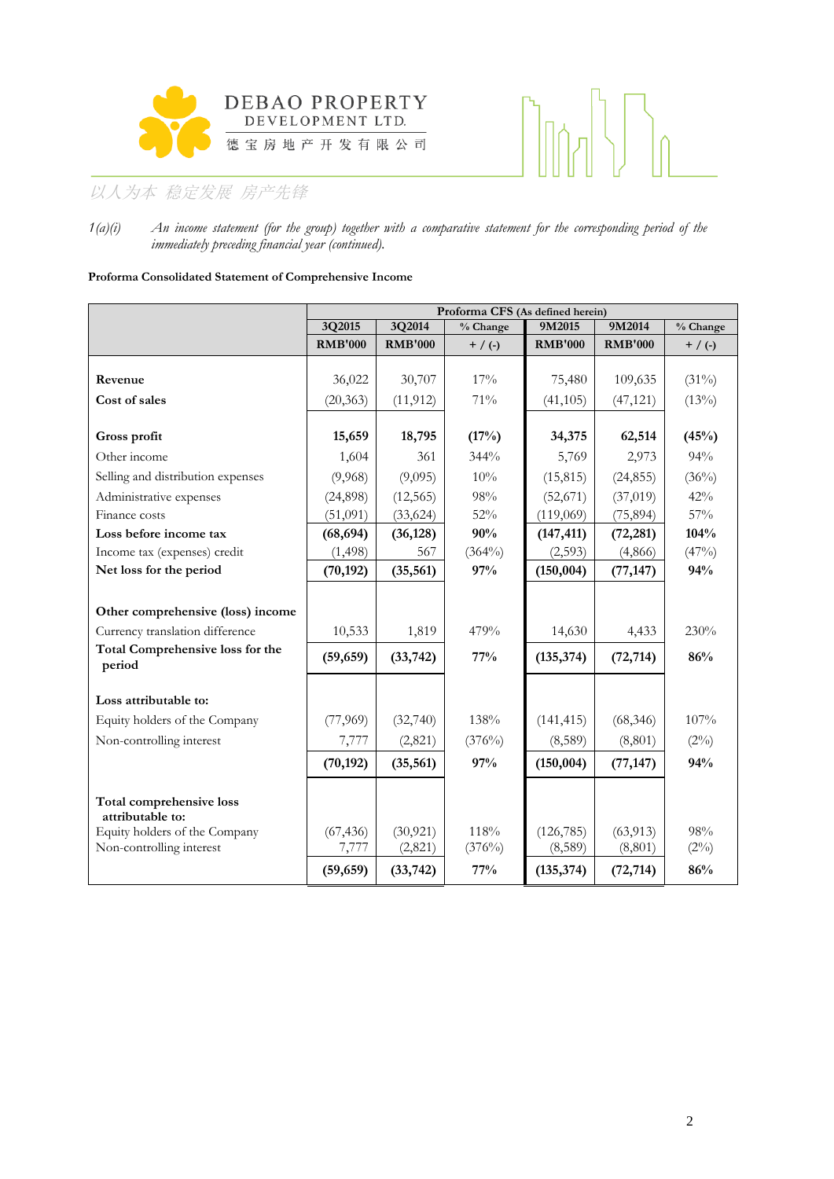1(a)(i) *An income statement (for the group) together with a comparative statement for the corresponding period of the immediately preceding financial year (continued).*

**Proforma Consolidated Statement of Comprehensive Income**

| | Proforma CFS (As defined herein) | | | | | |
|---|---|---|---|---|---|---|
| | 3Q2015 | 3Q2014 | % Change | 9M2015 | 9M2014 | % Change |
| | RMB'000 | RMB'000 | + / (-) | RMB'000 | RMB'000 | + / (-) |
| **Revenue** | 36,022 | 30,707 | 17% | 75,480 | 109,635 | (31%) |
| **Cost of sales** | (20,363) | (11,912) | 71% | (41,105) | (47,121) | (13%) |
| **Gross profit** | **15,659** | **18,795** | **(17%)** | **34,375** | **62,514** | **(45%)** |
| Other income | 1,604 | 361 | 344% | 5,769 | 2,973 | 94% |
| Selling and distribution expenses | (9,968) | (9,095) | 10% | (15,815) | (24,855) | (36%) |
| Administrative expenses | (24,898) | (12,565) | 98% | (52,671) | (37,019) | 42% |
| Finance costs | (51,091) | (33,624) | 52% | (119,069) | (75,894) | 57% |
| **Loss before income tax** | **(68,694)** | **(36,128)** | **90%** | **(147,411)** | **(72,281)** | **104%** |
| Income tax (expenses) credit | (1,498) | 567 | (364%) | (2,593) | (4,866) | (47%) |
| **Net loss for the period** | **(70,192)** | **(35,561)** | **97%** | **(150,004)** | **(77,147)** | **94%** |
| **Other comprehensive (loss) income** | | | | | | |
| Currency translation difference | 10,533 | 1,819 | 479% | 14,630 | 4,433 | 230% |
| **Total Comprehensive loss for the period** | **(59,659)** | **(33,742)** | **77%** | **(135,374)** | **(72,714)** | **86%** |
| **Loss attributable to:** | | | | | | |
| Equity holders of the Company | (77,969) | (32,740) | 138% | (141,415) | (68,346) | 107% |
| Non-controlling interest | 7,777 | (2,821) | (376%) | (8,589) | (8,801) | (2%) |
| | **(70,192)** | **(35,561)** | **97%** | **(150,004)** | **(77,147)** | **94%** |
| **Total comprehensive loss attributable to:** | | | | | | |
| Equity holders of the Company | (67,436) | (30,921) | 118% | (126,785) | (63,913) | 98% |
| Non-controlling interest | 7,777 | (2,821) | (376%) | (8,589) | (8,801) | (2%) |
| | **(59,659)** | **(33,742)** | **77%** | **(135,374)** | **(72,714)** | **86%** |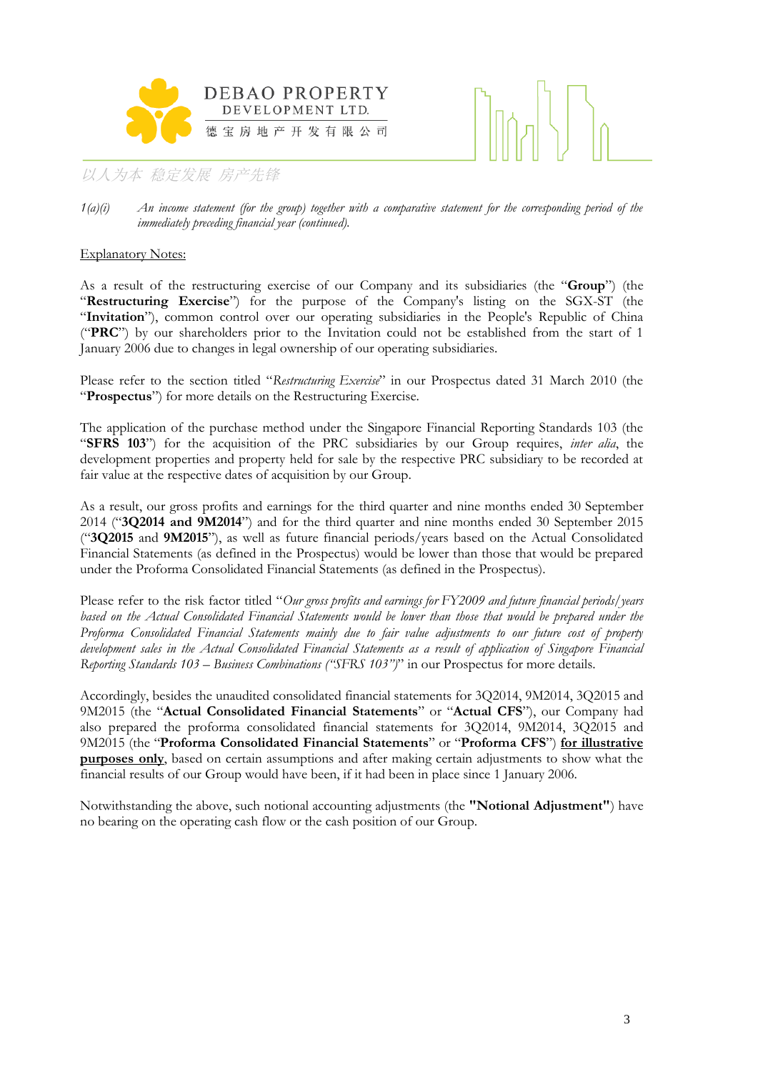*1(a)(i) An income statement (for the group) together with a comparative statement for the corresponding period of the immediately preceding financial year (continued).*

Explanatory Notes:

As a result of the restructuring exercise of our Company and its subsidiaries (the "**Group**") (the "**Restructuring Exercise**") for the purpose of the Company's listing on the SGX-ST (the "**Invitation**"), common control over our operating subsidiaries in the People's Republic of China ("**PRC**") by our shareholders prior to the Invitation could not be established from the start of 1 January 2006 due to changes in legal ownership of our operating subsidiaries.

Please refer to the section titled "*Restructuring Exercise*" in our Prospectus dated 31 March 2010 (the "**Prospectus**") for more details on the Restructuring Exercise.

The application of the purchase method under the Singapore Financial Reporting Standards 103 (the "**SFRS 103**") for the acquisition of the PRC subsidiaries by our Group requires, *inter alia*, the development properties and property held for sale by the respective PRC subsidiary to be recorded at fair value at the respective dates of acquisition by our Group.

As a result, our gross profits and earnings for the third quarter and nine months ended 30 September 2014 ("**3Q2014 and 9M2014**") and for the third quarter and nine months ended 30 September 2015 ("**3Q2015** and **9M2015**"), as well as future financial periods/years based on the Actual Consolidated Financial Statements (as defined in the Prospectus) would be lower than those that would be prepared under the Proforma Consolidated Financial Statements (as defined in the Prospectus).

Please refer to the risk factor titled "*Our gross profits and earnings for FY2009 and future financial periods/years based on the Actual Consolidated Financial Statements would be lower than those that would be prepared under the Proforma Consolidated Financial Statements mainly due to fair value adjustments to our future cost of property development sales in the Actual Consolidated Financial Statements as a result of application of Singapore Financial Reporting Standards 103 – Business Combinations ("SFRS 103")*" in our Prospectus for more details.

Accordingly, besides the unaudited consolidated financial statements for 3Q2014, 9M2014, 3Q2015 and 9M2015 (the "**Actual Consolidated Financial Statements**" or "**Actual CFS**"), our Company had also prepared the proforma consolidated financial statements for 3Q2014, 9M2014, 3Q2015 and 9M2015 (the "**Proforma Consolidated Financial Statements**" or "**Proforma CFS**") **for illustrative purposes only**, based on certain assumptions and after making certain adjustments to show what the financial results of our Group would have been, if it had been in place since 1 January 2006.

Notwithstanding the above, such notional accounting adjustments (the **"Notional Adjustment"**) have no bearing on the operating cash flow or the cash position of our Group.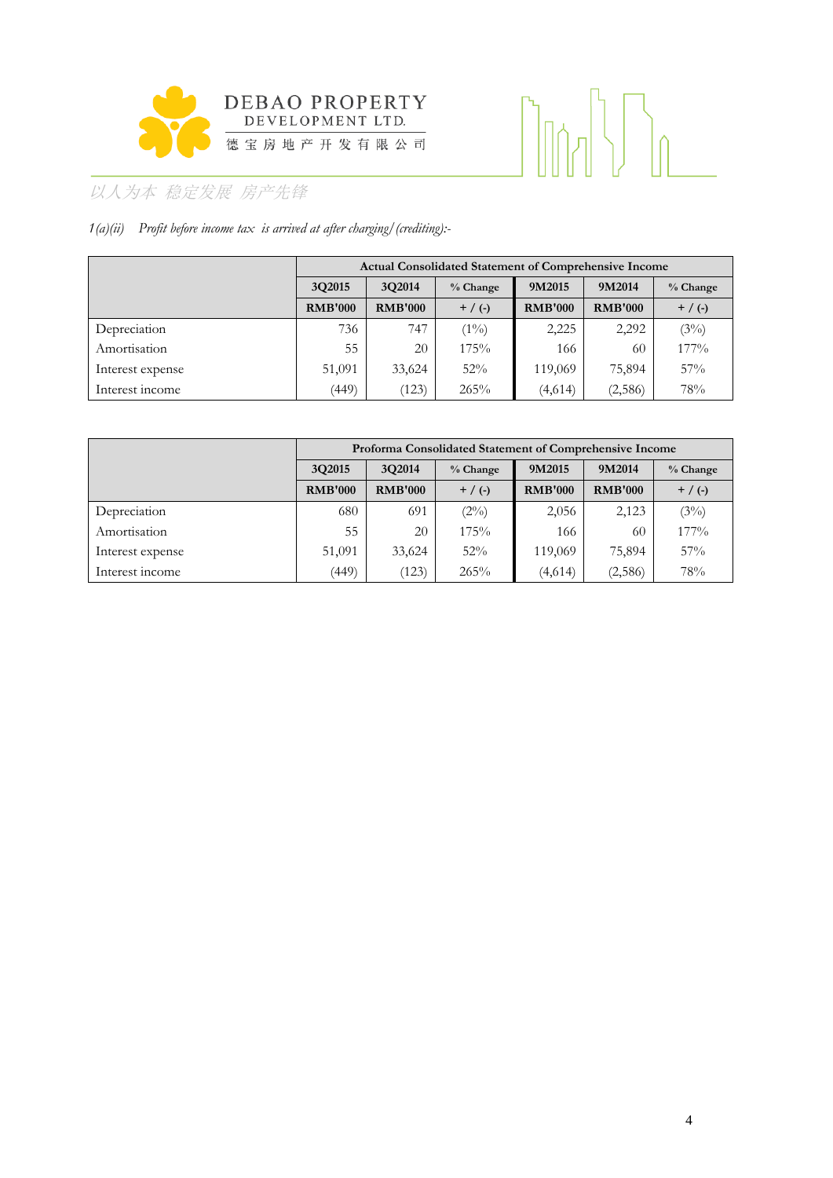*1(a)(ii) Profit before income tax is arrived at after charging/(crediting):-*

| | Actual Consolidated Statement of Comprehensive Income | | | | | |
|---|---|---|---|---|---|---|
| | 3Q2015 | 3Q2014 | % Change | 9M2015 | 9M2014 | % Change |
| | RMB'000 | RMB'000 | + / (-) | RMB'000 | RMB'000 | + / (-) |
| Depreciation | 736 | 747 | (1%) | 2,225 | 2,292 | (3%) |
| Amortisation | 55 | 20 | 175% | 166 | 60 | 177% |
| Interest expense | 51,091 | 33,624 | 52% | 119,069 | 75,894 | 57% |
| Interest income | (449) | (123) | 265% | (4,614) | (2,586) | 78% |

| | Proforma Consolidated Statement of Comprehensive Income | | | | | |
|---|---|---|---|---|---|---|
| | 3Q2015 | 3Q2014 | % Change | 9M2015 | 9M2014 | % Change |
| | RMB'000 | RMB'000 | + / (-) | RMB'000 | RMB'000 | + / (-) |
| Depreciation | 680 | 691 | (2%) | 2,056 | 2,123 | (3%) |
| Amortisation | 55 | 20 | 175% | 166 | 60 | 177% |
| Interest expense | 51,091 | 33,624 | 52% | 119,069 | 75,894 | 57% |
| Interest income | (449) | (123) | 265% | (4,614) | (2,586) | 78% |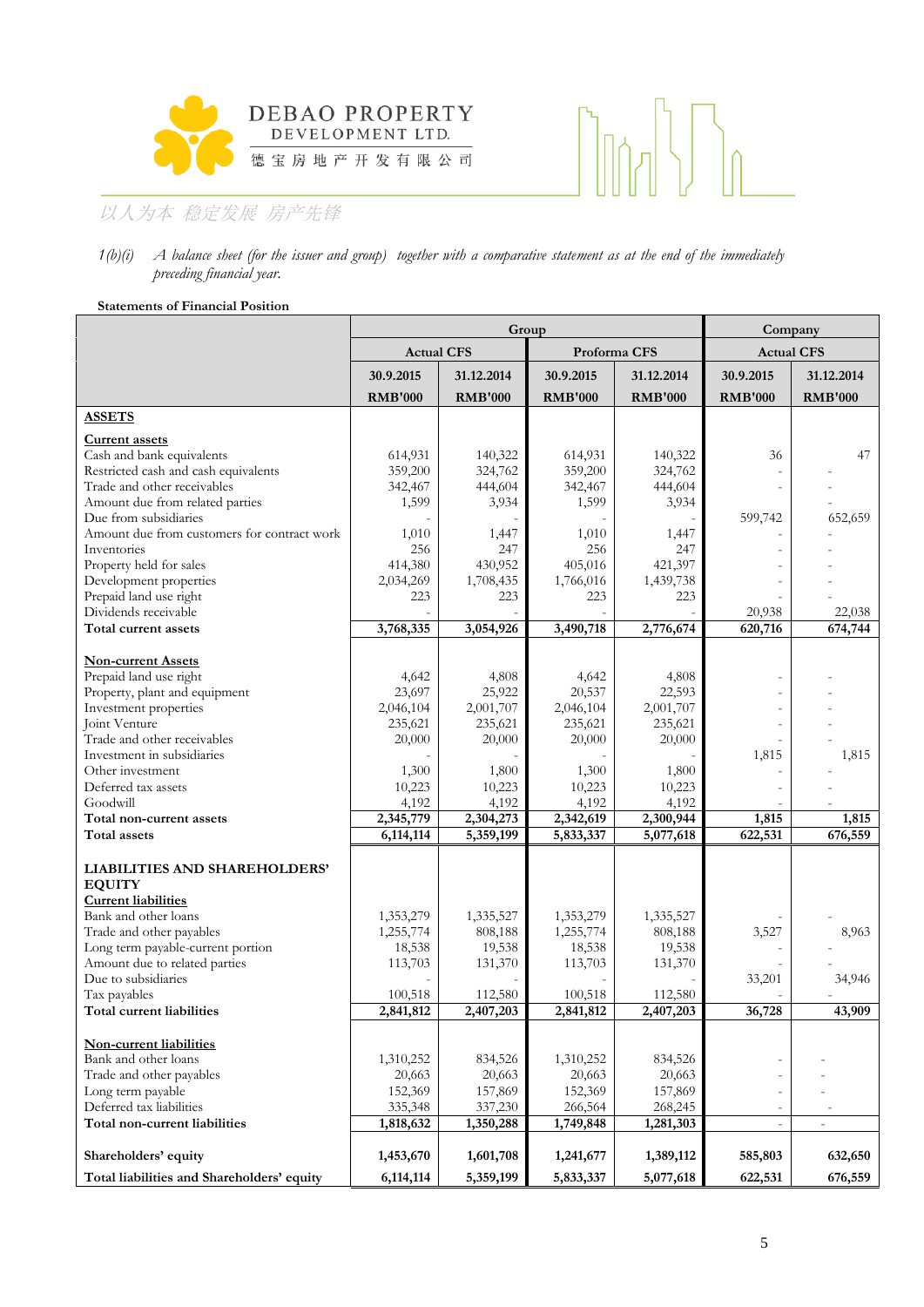1(b)(i) *A balance sheet (for the issuer and group) together with a comparative statement as at the end of the immediately preceding financial year.*

**Statements of Financial Position**

| | Group | | | | Company | |
|---|---|---|---|---|---|---|
| | Actual CFS | | Proforma CFS | | Actual CFS | |
| | 30.9.2015 | 31.12.2014 | 30.9.2015 | 31.12.2014 | 30.9.2015 | 31.12.2014 |
| | RMB'000 | RMB'000 | RMB'000 | RMB'000 | RMB'000 | RMB'000 |
| **ASSETS** | | | | | | |
| **Current assets** | | | | | | |
| Cash and bank equivalents | 614,931 | 140,322 | 614,931 | 140,322 | 36 | 47 |
| Restricted cash and cash equivalents | 359,200 | 324,762 | 359,200 | 324,762 | - | - |
| Trade and other receivables | 342,467 | 444,604 | 342,467 | 444,604 | - | - |
| Amount due from related parties | 1,599 | 3,934 | 1,599 | 3,934 | | - |
| Due from subsidiaries | - | - | - | - | 599,742 | 652,659 |
| Amount due from customers for contract work | 1,010 | 1,447 | 1,010 | 1,447 | - | - |
| Inventories | 256 | 247 | 256 | 247 | - | - |
| Property held for sales | 414,380 | 430,952 | 405,016 | 421,397 | - | - |
| Development properties | 2,034,269 | 1,708,435 | 1,766,016 | 1,439,738 | - | - |
| Prepaid land use right | 223 | 223 | 223 | 223 | - | - |
| Dividends receivable | - | - | - | - | 20,938 | 22,038 |
| **Total current assets** | **3,768,335** | **3,054,926** | **3,490,718** | **2,776,674** | **620,716** | **674,744** |
| **Non-current Assets** | | | | | | |
| Prepaid land use right | 4,642 | 4,808 | 4,642 | 4,808 | - | - |
| Property, plant and equipment | 23,697 | 25,922 | 20,537 | 22,593 | - | - |
| Investment properties | 2,046,104 | 2,001,707 | 2,046,104 | 2,001,707 | - | - |
| Joint Venture | 235,621 | 235,621 | 235,621 | 235,621 | - | - |
| Trade and other receivables | 20,000 | 20,000 | 20,000 | 20,000 | - | - |
| Investment in subsidiaries | - | - | - | - | 1,815 | 1,815 |
| Other investment | 1,300 | 1,800 | 1,300 | 1,800 | - | - |
| Deferred tax assets | 10,223 | 10,223 | 10,223 | 10,223 | - | - |
| Goodwill | 4,192 | 4,192 | 4,192 | 4,192 | - | - |
| **Total non-current assets** | **2,345,779** | **2,304,273** | **2,342,619** | **2,300,944** | **1,815** | **1,815** |
| **Total assets** | **6,114,114** | **5,359,199** | **5,833,337** | **5,077,618** | **622,531** | **676,559** |
| **LIABILITIES AND SHAREHOLDERS' EQUITY** | | | | | | |
| **Current liabilities** | | | | | | |
| Bank and other loans | 1,353,279 | 1,335,527 | 1,353,279 | 1,335,527 | - | - |
| Trade and other payables | 1,255,774 | 808,188 | 1,255,774 | 808,188 | 3,527 | 8,963 |
| Long term payable-current portion | 18,538 | 19,538 | 18,538 | 19,538 | - | - |
| Amount due to related parties | 113,703 | 131,370 | 113,703 | 131,370 | - | - |
| Due to subsidiaries | - | - | - | - | 33,201 | 34,946 |
| Tax payables | 100,518 | 112,580 | 100,518 | 112,580 | - | - |
| **Total current liabilities** | **2,841,812** | **2,407,203** | **2,841,812** | **2,407,203** | **36,728** | **43,909** |
| **Non-current liabilities** | | | | | | |
| Bank and other loans | 1,310,252 | 834,526 | 1,310,252 | 834,526 | - | - |
| Trade and other payables | 20,663 | 20,663 | 20,663 | 20,663 | - | - |
| Long term payable | 152,369 | 157,869 | 152,369 | 157,869 | - | - |
| Deferred tax liabilities | 335,348 | 337,230 | 266,564 | 268,245 | - | - |
| **Total non-current liabilities** | **1,818,632** | **1,350,288** | **1,749,848** | **1,281,303** | - | - |
| **Shareholders' equity** | **1,453,670** | **1,601,708** | **1,241,677** | **1,389,112** | **585,803** | **632,650** |
| **Total liabilities and Shareholders' equity** | **6,114,114** | **5,359,199** | **5,833,337** | **5,077,618** | **622,531** | **676,559** |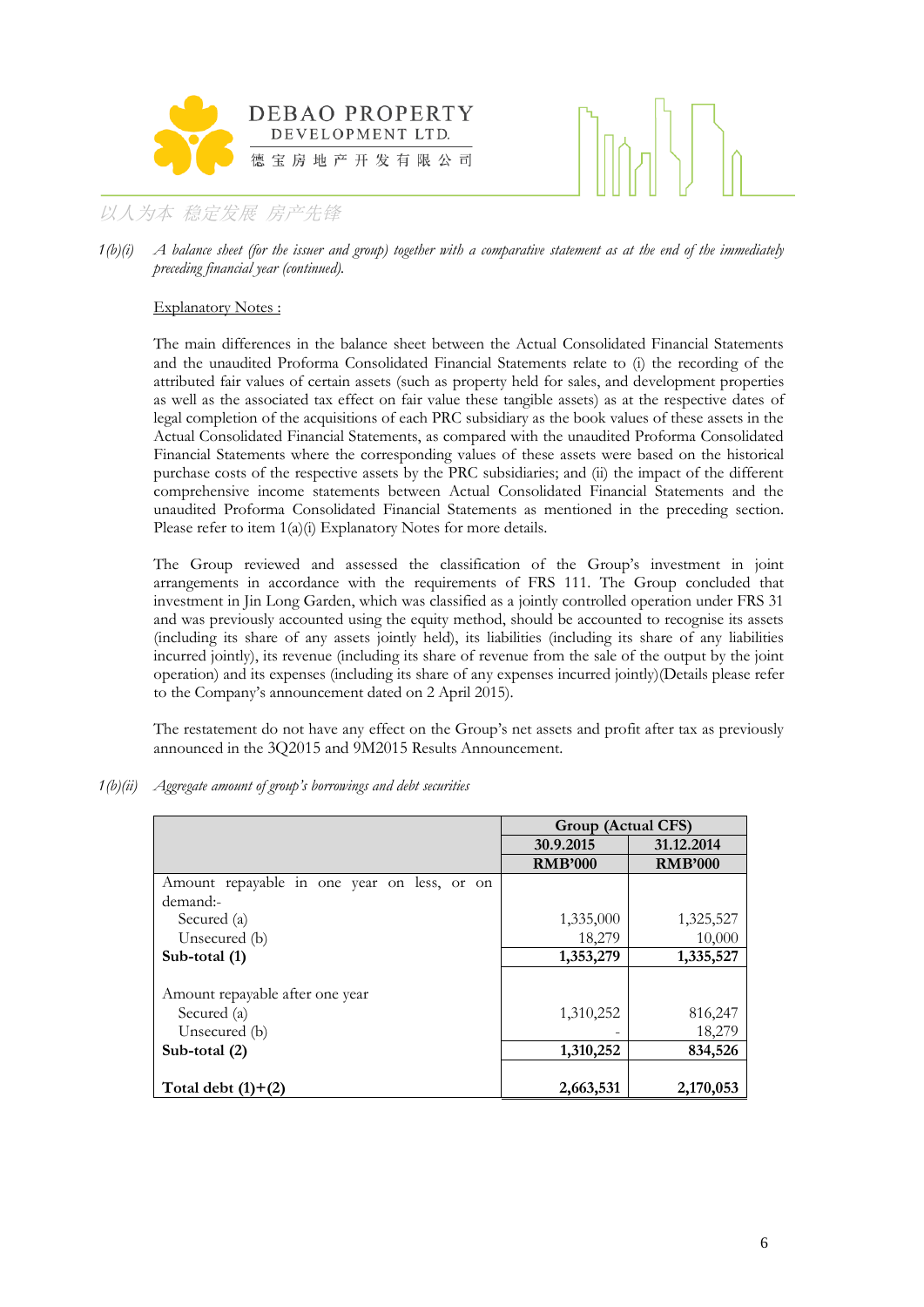*1(b)(i) A balance sheet (for the issuer and group) together with a comparative statement as at the end of the immediately preceding financial year (continued).*

Explanatory Notes :

The main differences in the balance sheet between the Actual Consolidated Financial Statements and the unaudited Proforma Consolidated Financial Statements relate to (i) the recording of the attributed fair values of certain assets (such as property held for sales, and development properties as well as the associated tax effect on fair value these tangible assets) as at the respective dates of legal completion of the acquisitions of each PRC subsidiary as the book values of these assets in the Actual Consolidated Financial Statements, as compared with the unaudited Proforma Consolidated Financial Statements where the corresponding values of these assets were based on the historical purchase costs of the respective assets by the PRC subsidiaries; and (ii) the impact of the different comprehensive income statements between Actual Consolidated Financial Statements and the unaudited Proforma Consolidated Financial Statements as mentioned in the preceding section. Please refer to item 1(a)(i) Explanatory Notes for more details.

The Group reviewed and assessed the classification of the Group's investment in joint arrangements in accordance with the requirements of FRS 111. The Group concluded that investment in Jin Long Garden, which was classified as a jointly controlled operation under FRS 31 and was previously accounted using the equity method, should be accounted to recognise its assets (including its share of any assets jointly held), its liabilities (including its share of any liabilities incurred jointly), its revenue (including its share of revenue from the sale of the output by the joint operation) and its expenses (including its share of any expenses incurred jointly)(Details please refer to the Company's announcement dated on 2 April 2015).

The restatement do not have any effect on the Group's net assets and profit after tax as previously announced in the 3Q2015 and 9M2015 Results Announcement.

*1(b)(ii) Aggregate amount of group's borrowings and debt securities*

| | Group (Actual CFS) | |
|---|---|---|
| | **30.9.2015** | **31.12.2014** |
| | **RMB'000** | **RMB'000** |
| Amount repayable in one year on less, or on demand:- | | |
| Secured (a) | 1,335,000 | 1,325,527 |
| Unsecured (b) | 18,279 | 10,000 |
| **Sub-total (1)** | **1,353,279** | **1,335,527** |
| | | |
| Amount repayable after one year | | |
| Secured (a) | 1,310,252 | 816,247 |
| Unsecured (b) | - | 18,279 |
| **Sub-total (2)** | **1,310,252** | **834,526** |
| | | |
| **Total debt (1)+(2)** | **2,663,531** | **2,170,053** |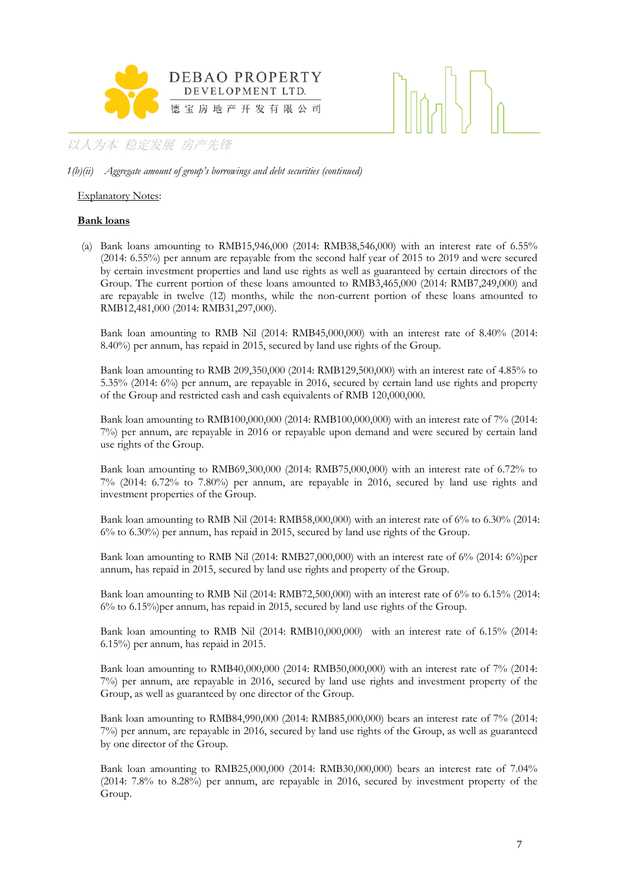1(b)(ii) *Aggregate amount of group's borrowings and debt securities (continued)*

Explanatory Notes:

**Bank loans**

(a) Bank loans amounting to RMB15,946,000 (2014: RMB38,546,000) with an interest rate of 6.55% (2014: 6.55%) per annum are repayable from the second half year of 2015 to 2019 and were secured by certain investment properties and land use rights as well as guaranteed by certain directors of the Group. The current portion of these loans amounted to RMB3,465,000 (2014: RMB7,249,000) and are repayable in twelve (12) months, while the non-current portion of these loans amounted to RMB12,481,000 (2014: RMB31,297,000).

Bank loan amounting to RMB Nil (2014: RMB45,000,000) with an interest rate of 8.40% (2014: 8.40%) per annum, has repaid in 2015, secured by land use rights of the Group.

Bank loan amounting to RMB 209,350,000 (2014: RMB129,500,000) with an interest rate of 4.85% to 5.35% (2014: 6%) per annum, are repayable in 2016, secured by certain land use rights and property of the Group and restricted cash and cash equivalents of RMB 120,000,000.

Bank loan amounting to RMB100,000,000 (2014: RMB100,000,000) with an interest rate of 7% (2014: 7%) per annum, are repayable in 2016 or repayable upon demand and were secured by certain land use rights of the Group.

Bank loan amounting to RMB69,300,000 (2014: RMB75,000,000) with an interest rate of 6.72% to 7% (2014: 6.72% to 7.80%) per annum, are repayable in 2016, secured by land use rights and investment properties of the Group.

Bank loan amounting to RMB Nil (2014: RMB58,000,000) with an interest rate of 6% to 6.30% (2014: 6% to 6.30%) per annum, has repaid in 2015, secured by land use rights of the Group.

Bank loan amounting to RMB Nil (2014: RMB27,000,000) with an interest rate of 6% (2014: 6%)per annum, has repaid in 2015, secured by land use rights and property of the Group.

Bank loan amounting to RMB Nil (2014: RMB72,500,000) with an interest rate of 6% to 6.15% (2014: 6% to 6.15%)per annum, has repaid in 2015, secured by land use rights of the Group.

Bank loan amounting to RMB Nil (2014: RMB10,000,000) with an interest rate of 6.15% (2014: 6.15%) per annum, has repaid in 2015.

Bank loan amounting to RMB40,000,000 (2014: RMB50,000,000) with an interest rate of 7% (2014: 7%) per annum, are repayable in 2016, secured by land use rights and investment property of the Group, as well as guaranteed by one director of the Group.

Bank loan amounting to RMB84,990,000 (2014: RMB85,000,000) bears an interest rate of 7% (2014: 7%) per annum, are repayable in 2016, secured by land use rights of the Group, as well as guaranteed by one director of the Group.

Bank loan amounting to RMB25,000,000 (2014: RMB30,000,000) bears an interest rate of 7.04% (2014: 7.8% to 8.28%) per annum, are repayable in 2016, secured by investment property of the Group.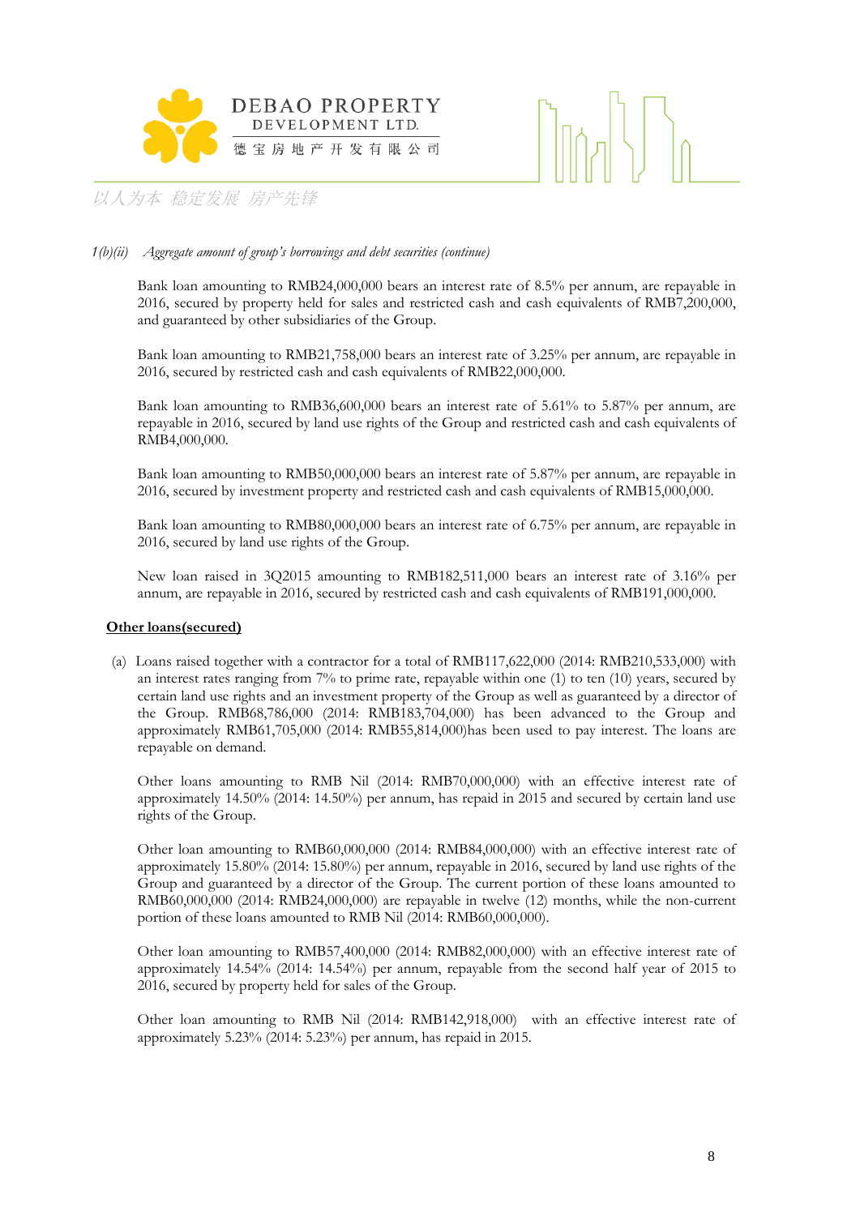*1(b)(ii) Aggregate amount of group's borrowings and debt securities (continue)*

Bank loan amounting to RMB24,000,000 bears an interest rate of 8.5% per annum, are repayable in 2016, secured by property held for sales and restricted cash and cash equivalents of RMB7,200,000, and guaranteed by other subsidiaries of the Group.

Bank loan amounting to RMB21,758,000 bears an interest rate of 3.25% per annum, are repayable in 2016, secured by restricted cash and cash equivalents of RMB22,000,000.

Bank loan amounting to RMB36,600,000 bears an interest rate of 5.61% to 5.87% per annum, are repayable in 2016, secured by land use rights of the Group and restricted cash and cash equivalents of RMB4,000,000.

Bank loan amounting to RMB50,000,000 bears an interest rate of 5.87% per annum, are repayable in 2016, secured by investment property and restricted cash and cash equivalents of RMB15,000,000.

Bank loan amounting to RMB80,000,000 bears an interest rate of 6.75% per annum, are repayable in 2016, secured by land use rights of the Group.

New loan raised in 3Q2015 amounting to RMB182,511,000 bears an interest rate of 3.16% per annum, are repayable in 2016, secured by restricted cash and cash equivalents of RMB191,000,000.

**Other loans(secured)**

(a) Loans raised together with a contractor for a total of RMB117,622,000 (2014: RMB210,533,000) with an interest rates ranging from 7% to prime rate, repayable within one (1) to ten (10) years, secured by certain land use rights and an investment property of the Group as well as guaranteed by a director of the Group. RMB68,786,000 (2014: RMB183,704,000) has been advanced to the Group and approximately RMB61,705,000 (2014: RMB55,814,000)has been used to pay interest. The loans are repayable on demand.

Other loans amounting to RMB Nil (2014: RMB70,000,000) with an effective interest rate of approximately 14.50% (2014: 14.50%) per annum, has repaid in 2015 and secured by certain land use rights of the Group.

Other loan amounting to RMB60,000,000 (2014: RMB84,000,000) with an effective interest rate of approximately 15.80% (2014: 15.80%) per annum, repayable in 2016, secured by land use rights of the Group and guaranteed by a director of the Group. The current portion of these loans amounted to RMB60,000,000 (2014: RMB24,000,000) are repayable in twelve (12) months, while the non-current portion of these loans amounted to RMB Nil (2014: RMB60,000,000).

Other loan amounting to RMB57,400,000 (2014: RMB82,000,000) with an effective interest rate of approximately 14.54% (2014: 14.54%) per annum, repayable from the second half year of 2015 to 2016, secured by property held for sales of the Group.

Other loan amounting to RMB Nil (2014: RMB142,918,000) with an effective interest rate of approximately 5.23% (2014: 5.23%) per annum, has repaid in 2015.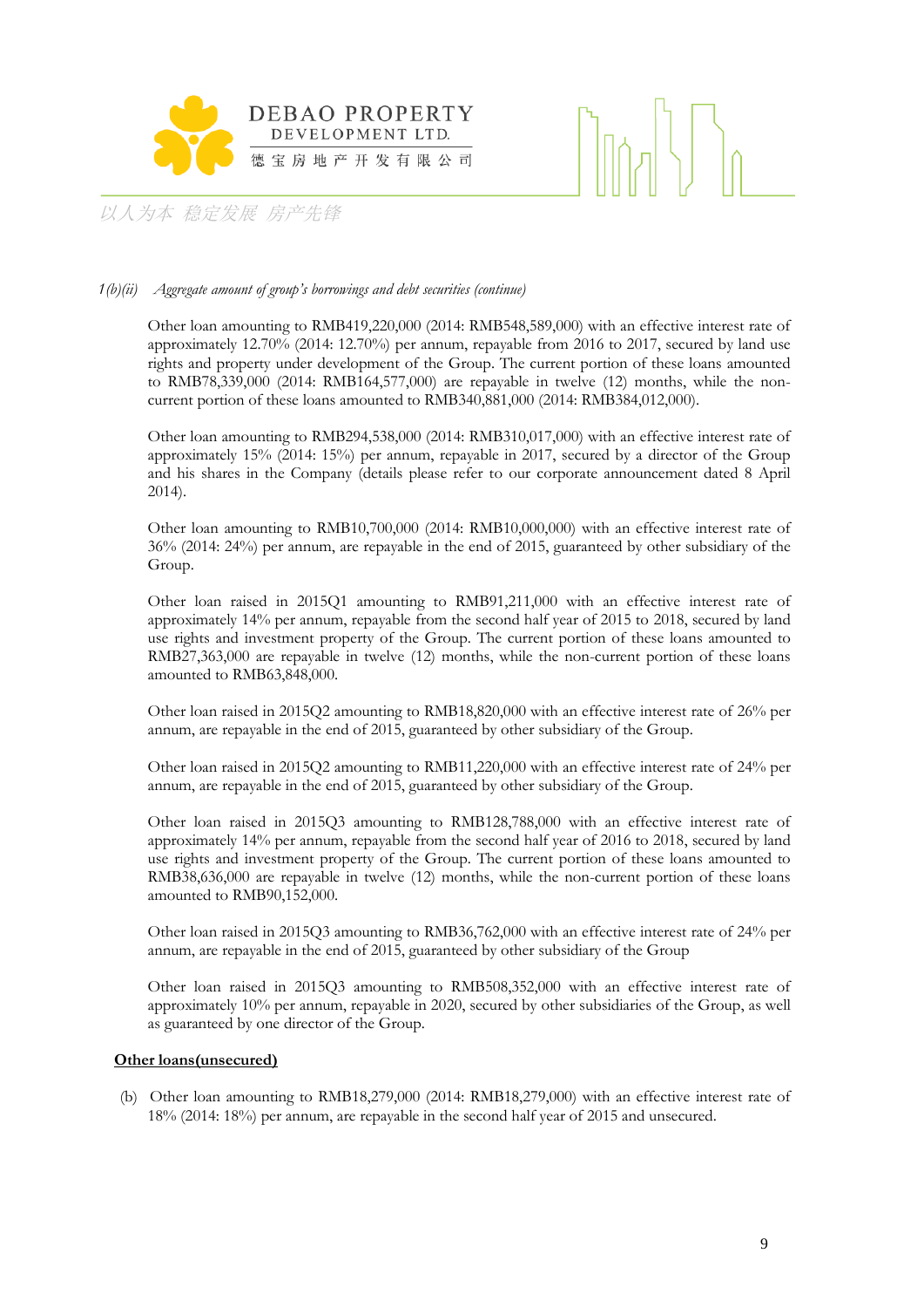*1(b)(ii) Aggregate amount of group's borrowings and debt securities (continue)*

Other loan amounting to RMB419,220,000 (2014: RMB548,589,000) with an effective interest rate of approximately 12.70% (2014: 12.70%) per annum, repayable from 2016 to 2017, secured by land use rights and property under development of the Group. The current portion of these loans amounted to RMB78,339,000 (2014: RMB164,577,000) are repayable in twelve (12) months, while the non-current portion of these loans amounted to RMB340,881,000 (2014: RMB384,012,000).

Other loan amounting to RMB294,538,000 (2014: RMB310,017,000) with an effective interest rate of approximately 15% (2014: 15%) per annum, repayable in 2017, secured by a director of the Group and his shares in the Company (details please refer to our corporate announcement dated 8 April 2014).

Other loan amounting to RMB10,700,000 (2014: RMB10,000,000) with an effective interest rate of 36% (2014: 24%) per annum, are repayable in the end of 2015, guaranteed by other subsidiary of the Group.

Other loan raised in 2015Q1 amounting to RMB91,211,000 with an effective interest rate of approximately 14% per annum, repayable from the second half year of 2015 to 2018, secured by land use rights and investment property of the Group. The current portion of these loans amounted to RMB27,363,000 are repayable in twelve (12) months, while the non-current portion of these loans amounted to RMB63,848,000.

Other loan raised in 2015Q2 amounting to RMB18,820,000 with an effective interest rate of 26% per annum, are repayable in the end of 2015, guaranteed by other subsidiary of the Group.

Other loan raised in 2015Q2 amounting to RMB11,220,000 with an effective interest rate of 24% per annum, are repayable in the end of 2015, guaranteed by other subsidiary of the Group.

Other loan raised in 2015Q3 amounting to RMB128,788,000 with an effective interest rate of approximately 14% per annum, repayable from the second half year of 2016 to 2018, secured by land use rights and investment property of the Group. The current portion of these loans amounted to RMB38,636,000 are repayable in twelve (12) months, while the non-current portion of these loans amounted to RMB90,152,000.

Other loan raised in 2015Q3 amounting to RMB36,762,000 with an effective interest rate of 24% per annum, are repayable in the end of 2015, guaranteed by other subsidiary of the Group

Other loan raised in 2015Q3 amounting to RMB508,352,000 with an effective interest rate of approximately 10% per annum, repayable in 2020, secured by other subsidiaries of the Group, as well as guaranteed by one director of the Group.

**Other loans(unsecured)**

(b) Other loan amounting to RMB18,279,000 (2014: RMB18,279,000) with an effective interest rate of 18% (2014: 18%) per annum, are repayable in the second half year of 2015 and unsecured.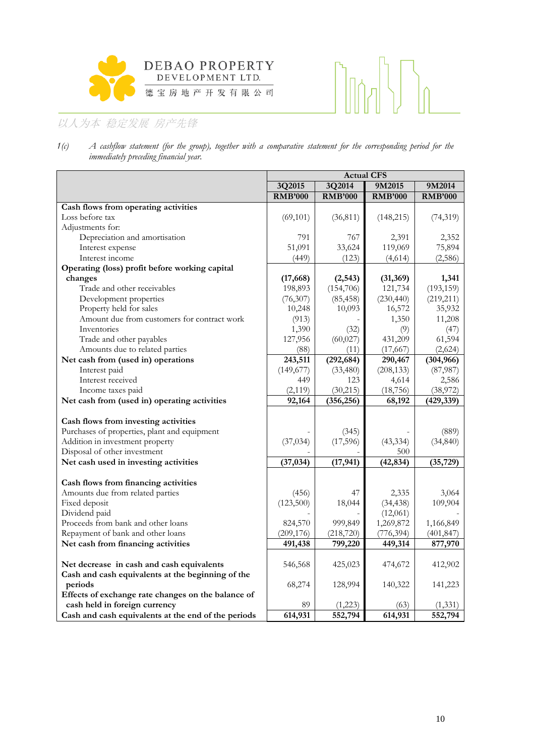1(c) *A cashflow statement (for the group), together with a comparative statement for the corresponding period for the immediately preceding financial year.*

| | Actual CFS | | | |
|---|---|---|---|---|
| | 3Q2015 | 3Q2014 | 9M2015 | 9M2014 |
| | RMB'000 | RMB'000 | RMB'000 | RMB'000 |
| **Cash flows from operating activities** | | | | |
| Loss before tax | (69,101) | (36,811) | (148,215) | (74,319) |
| Adjustments for: | | | | |
| Depreciation and amortisation | 791 | 767 | 2,391 | 2,352 |
| Interest expense | 51,091 | 33,624 | 119,069 | 75,894 |
| Interest income | (449) | (123) | (4,614) | (2,586) |
| **Operating (loss) profit before working capital changes** | **(17,668)** | **(2,543)** | **(31,369)** | **1,341** |
| Trade and other receivables | 198,893 | (154,706) | 121,734 | (193,159) |
| Development properties | (76,307) | (85,458) | (230,440) | (219,211) |
| Property held for sales | 10,248 | 10,093 | 16,572 | 35,932 |
| Amount due from customers for contract work | (913) | - | 1,350 | 11,208 |
| Inventories | 1,390 | (32) | (9) | (47) |
| Trade and other payables | 127,956 | (60,027) | 431,209 | 61,594 |
| Amounts due to related parties | (88) | (11) | (17,667) | (2,624) |
| **Net cash from (used in) operations** | **243,511** | **(292,684)** | **290,467** | **(304,966)** |
| Interest paid | (149,677) | (33,480) | (208,133) | (87,987) |
| Interest received | 449 | 123 | 4,614 | 2,586 |
| Income taxes paid | (2,119) | (30,215) | (18,756) | (38,972) |
| **Net cash from (used in) operating activities** | **92,164** | **(356,256)** | **68,192** | **(429,339)** |
| | | | | |
| **Cash flows from investing activities** | | | | |
| Purchases of properties, plant and equipment | - | (345) | - | (889) |
| Addition in investment property | (37,034) | (17,596) | (43,334) | (34,840) |
| Disposal of other investment | - | - | 500 | - |
| **Net cash used in investing activities** | **(37,034)** | **(17,941)** | **(42,834)** | **(35,729)** |
| | | | | |
| **Cash flows from financing activities** | | | | |
| Amounts due from related parties | (456) | 47 | 2,335 | 3,064 |
| Fixed deposit | (123,500) | 18,044 | (34,438) | 109,904 |
| Dividend paid | - | - | (12,061) | - |
| Proceeds from bank and other loans | 824,570 | 999,849 | 1,269,872 | 1,166,849 |
| Repayment of bank and other loans | (209,176) | (218,720) | (776,394) | (401,847) |
| **Net cash from financing activities** | **491,438** | **799,220** | **449,314** | **877,970** |
| | | | | |
| **Net decrease in cash and cash equivalents** | 546,568 | 425,023 | 474,672 | 412,902 |
| **Cash and cash equivalents at the beginning of the periods** | 68,274 | 128,994 | 140,322 | 141,223 |
| **Effects of exchange rate changes on the balance of cash held in foreign currency** | 89 | (1,223) | (63) | (1,331) |
| **Cash and cash equivalents at the end of the periods** | **614,931** | **552,794** | **614,931** | **552,794** |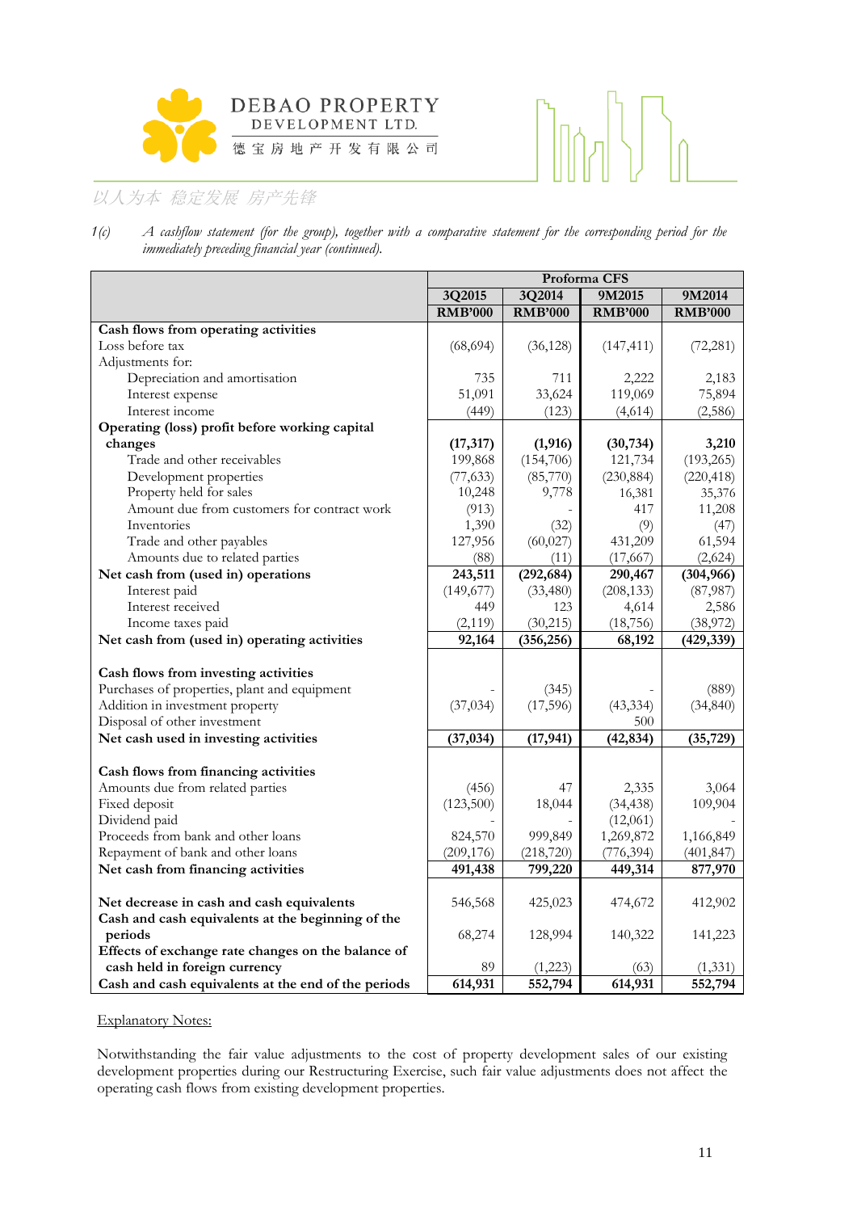1(c) *A cashflow statement (for the group), together with a comparative statement for the corresponding period for the immediately preceding financial year (continued).*

| | Proforma CFS | | | |
|---|---|---|---|---|
| | 3Q2015 | 3Q2014 | 9M2015 | 9M2014 |
| | RMB'000 | RMB'000 | RMB'000 | RMB'000 |
| **Cash flows from operating activities** | | | | |
| Loss before tax | (68,694) | (36,128) | (147,411) | (72,281) |
| Adjustments for: | | | | |
| Depreciation and amortisation | 735 | 711 | 2,222 | 2,183 |
| Interest expense | 51,091 | 33,624 | 119,069 | 75,894 |
| Interest income | (449) | (123) | (4,614) | (2,586) |
| **Operating (loss) profit before working capital changes** | **(17,317)** | **(1,916)** | **(30,734)** | **3,210** |
| Trade and other receivables | 199,868 | (154,706) | 121,734 | (193,265) |
| Development properties | (77,633) | (85,770) | (230,884) | (220,418) |
| Property held for sales | 10,248 | 9,778 | 16,381 | 35,376 |
| Amount due from customers for contract work | (913) | - | 417 | 11,208 |
| Inventories | 1,390 | (32) | (9) | (47) |
| Trade and other payables | 127,956 | (60,027) | 431,209 | 61,594 |
| Amounts due to related parties | (88) | (11) | (17,667) | (2,624) |
| **Net cash from (used in) operations** | **243,511** | **(292,684)** | **290,467** | **(304,966)** |
| Interest paid | (149,677) | (33,480) | (208,133) | (87,987) |
| Interest received | 449 | 123 | 4,614 | 2,586 |
| Income taxes paid | (2,119) | (30,215) | (18,756) | (38,972) |
| **Net cash from (used in) operating activities** | **92,164** | **(356,256)** | **68,192** | **(429,339)** |
| | | | | |
| **Cash flows from investing activities** | | | | |
| Purchases of properties, plant and equipment | - | (345) | - | (889) |
| Addition in investment property | (37,034) | (17,596) | (43,334) | (34,840) |
| Disposal of other investment | | | 500 | |
| **Net cash used in investing activities** | **(37,034)** | **(17,941)** | **(42,834)** | **(35,729)** |
| | | | | |
| **Cash flows from financing activities** | | | | |
| Amounts due from related parties | (456) | 47 | 2,335 | 3,064 |
| Fixed deposit | (123,500) | 18,044 | (34,438) | 109,904 |
| Dividend paid | - | - | (12,061) | - |
| Proceeds from bank and other loans | 824,570 | 999,849 | 1,269,872 | 1,166,849 |
| Repayment of bank and other loans | (209,176) | (218,720) | (776,394) | (401,847) |
| **Net cash from financing activities** | **491,438** | **799,220** | **449,314** | **877,970** |
| | | | | |
| **Net decrease in cash and cash equivalents** | 546,568 | 425,023 | 474,672 | 412,902 |
| **Cash and cash equivalents at the beginning of the periods** | 68,274 | 128,994 | 140,322 | 141,223 |
| **Effects of exchange rate changes on the balance of cash held in foreign currency** | 89 | (1,223) | (63) | (1,331) |
| **Cash and cash equivalents at the end of the periods** | **614,931** | **552,794** | **614,931** | **552,794** |

Explanatory Notes:

Notwithstanding the fair value adjustments to the cost of property development sales of our existing development properties during our Restructuring Exercise, such fair value adjustments does not affect the operating cash flows from existing development properties.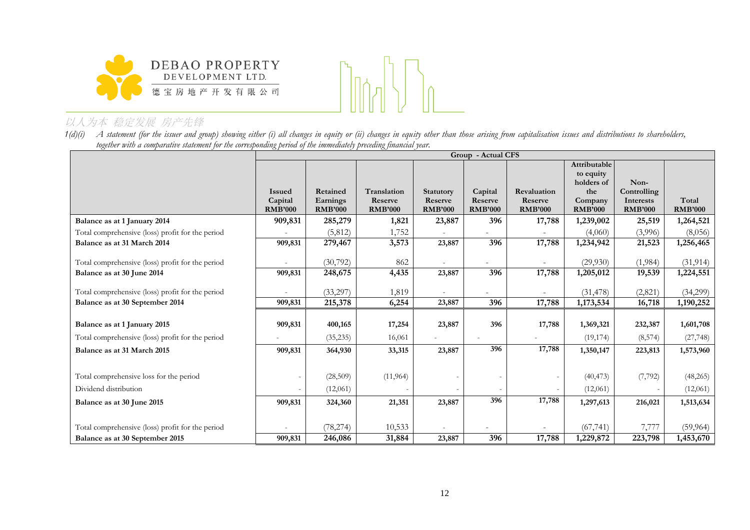*1(d)(i) A statement (for the issuer and group) showing either (i) all changes in equity or (ii) changes in equity other than those arising from capitalisation issues and distributions to shareholders, together with a comparative statement for the corresponding period of the immediately preceding financial year.*

| | Group - Actual CFS | | | | | | | | |
|---|---|---|---|---|---|---|---|---|---|
| | Issued Capital RMB'000 | Retained Earnings RMB'000 | Translation Reserve RMB'000 | Statutory Reserve RMB'000 | Capital Reserve RMB'000 | Revaluation Reserve RMB'000 | Attributable to equity holders of the Company RMB'000 | Non-Controlling Interests RMB'000 | Total RMB'000 |
| **Balance as at 1 January 2014** | **909,831** | **285,279** | **1,821** | **23,887** | **396** | **17,788** | **1,239,002** | **25,519** | **1,264,521** |
| Total comprehensive (loss) profit for the period | - | (5,812) | 1,752 | - | - | - | (4,060) | (3,996) | (8,056) |
| **Balance as at 31 March 2014** | **909,831** | **279,467** | **3,573** | **23,887** | **396** | **17,788** | **1,234,942** | **21,523** | **1,256,465** |
| Total comprehensive (loss) profit for the period | - | (30,792) | 862 | - | - | - | (29,930) | (1,984) | (31,914) |
| **Balance as at 30 June 2014** | **909,831** | **248,675** | **4,435** | **23,887** | **396** | **17,788** | **1,205,012** | **19,539** | **1,224,551** |
| Total comprehensive (loss) profit for the period | - | (33,297) | 1,819 | - | - | - | (31,478) | (2,821) | (34,299) |
| **Balance as at 30 September 2014** | **909,831** | **215,378** | **6,254** | **23,887** | **396** | **17,788** | **1,173,534** | **16,718** | **1,190,252** |
| **Balance as at 1 January 2015** | **909,831** | **400,165** | **17,254** | **23,887** | **396** | **17,788** | **1,369,321** | **232,387** | **1,601,708** |
| Total comprehensive (loss) profit for the period | - | (35,235) | 16,061 | - | - | - | (19,174) | (8,574) | (27,748) |
| **Balance as at 31 March 2015** | **909,831** | **364,930** | **33,315** | **23,887** | **396** | **17,788** | **1,350,147** | **223,813** | **1,573,960** |
| Total comprehensive loss for the period | - | (28,509) | (11,964) | - | - | - | (40,473) | (7,792) | (48,265) |
| Dividend distribution | - | (12,061) | - | - | - | - | (12,061) | - | (12,061) |
| **Balance as at 30 June 2015** | **909,831** | **324,360** | **21,351** | **23,887** | **396** | **17,788** | **1,297,613** | **216,021** | **1,513,634** |
| Total comprehensive (loss) profit for the period | - | (78,274) | 10,533 | - | - | - | (67,741) | 7,777 | (59,964) |
| **Balance as at 30 September 2015** | **909,831** | **246,086** | **31,884** | **23,887** | **396** | **17,788** | **1,229,872** | **223,798** | **1,453,670** |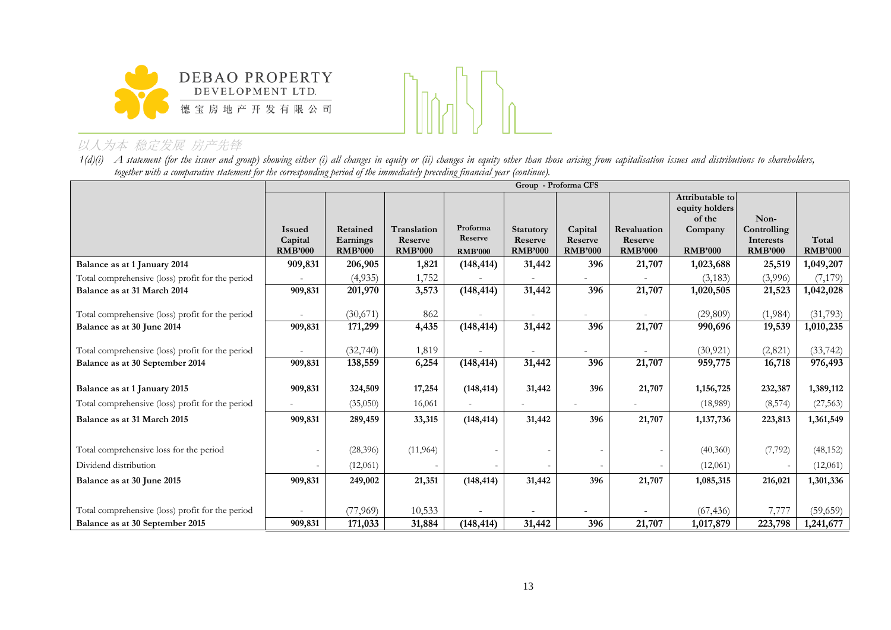*1(d)(i) A statement (for the issuer and group) showing either (i) all changes in equity or (ii) changes in equity other than those arising from capitalisation issues and distributions to shareholders, together with a comparative statement for the corresponding period of the immediately preceding financial year (continue).*

| | Group - Proforma CFS | | | | | | | | | |
|---|---|---|---|---|---|---|---|---|---|---|
| | Issued Capital RMB'000 | Retained Earnings RMB'000 | Translation Reserve RMB'000 | Proforma Reserve RMB'000 | Statutory Reserve RMB'000 | Capital Reserve RMB'000 | Revaluation Reserve RMB'000 | Attributable to equity holders of the Company RMB'000 | Non-Controlling Interests RMB'000 | Total RMB'000 |
| **Balance as at 1 January 2014** | **909,831** | **206,905** | **1,821** | **(148,414)** | **31,442** | **396** | **21,707** | **1,023,688** | **25,519** | **1,049,207** |
| Total comprehensive (loss) profit for the period | - | (4,935) | 1,752 | - | - | - | - | (3,183) | (3,996) | (7,179) |
| **Balance as at 31 March 2014** | **909,831** | **201,970** | **3,573** | **(148,414)** | **31,442** | **396** | **21,707** | **1,020,505** | **21,523** | **1,042,028** |
| Total comprehensive (loss) profit for the period | - | (30,671) | 862 | - | - | - | - | (29,809) | (1,984) | (31,793) |
| **Balance as at 30 June 2014** | **909,831** | **171,299** | **4,435** | **(148,414)** | **31,442** | **396** | **21,707** | **990,696** | **19,539** | **1,010,235** |
| Total comprehensive (loss) profit for the period | - | (32,740) | 1,819 | - | - | - | - | (30,921) | (2,821) | (33,742) |
| **Balance as at 30 September 2014** | **909,831** | **138,559** | **6,254** | **(148,414)** | **31,442** | **396** | **21,707** | **959,775** | **16,718** | **976,493** |
| **Balance as at 1 January 2015** | **909,831** | **324,509** | **17,254** | **(148,414)** | **31,442** | **396** | **21,707** | **1,156,725** | **232,387** | **1,389,112** |
| Total comprehensive (loss) profit for the period | - | (35,050) | 16,061 | - | - | - | - | (18,989) | (8,574) | (27,563) |
| **Balance as at 31 March 2015** | **909,831** | **289,459** | **33,315** | **(148,414)** | **31,442** | **396** | **21,707** | **1,137,736** | **223,813** | **1,361,549** |
| Total comprehensive loss for the period | - | (28,396) | (11,964) | - | - | - | - | (40,360) | (7,792) | (48,152) |
| Dividend distribution | - | (12,061) | - | - | - | - | - | (12,061) | - | (12,061) |
| **Balance as at 30 June 2015** | **909,831** | **249,002** | **21,351** | **(148,414)** | **31,442** | **396** | **21,707** | **1,085,315** | **216,021** | **1,301,336** |
| Total comprehensive (loss) profit for the period | - | (77,969) | 10,533 | - | - | - | - | (67,436) | 7,777 | (59,659) |
| **Balance as at 30 September 2015** | **909,831** | **171,033** | **31,884** | **(148,414)** | **31,442** | **396** | **21,707** | **1,017,879** | **223,798** | **1,241,677** |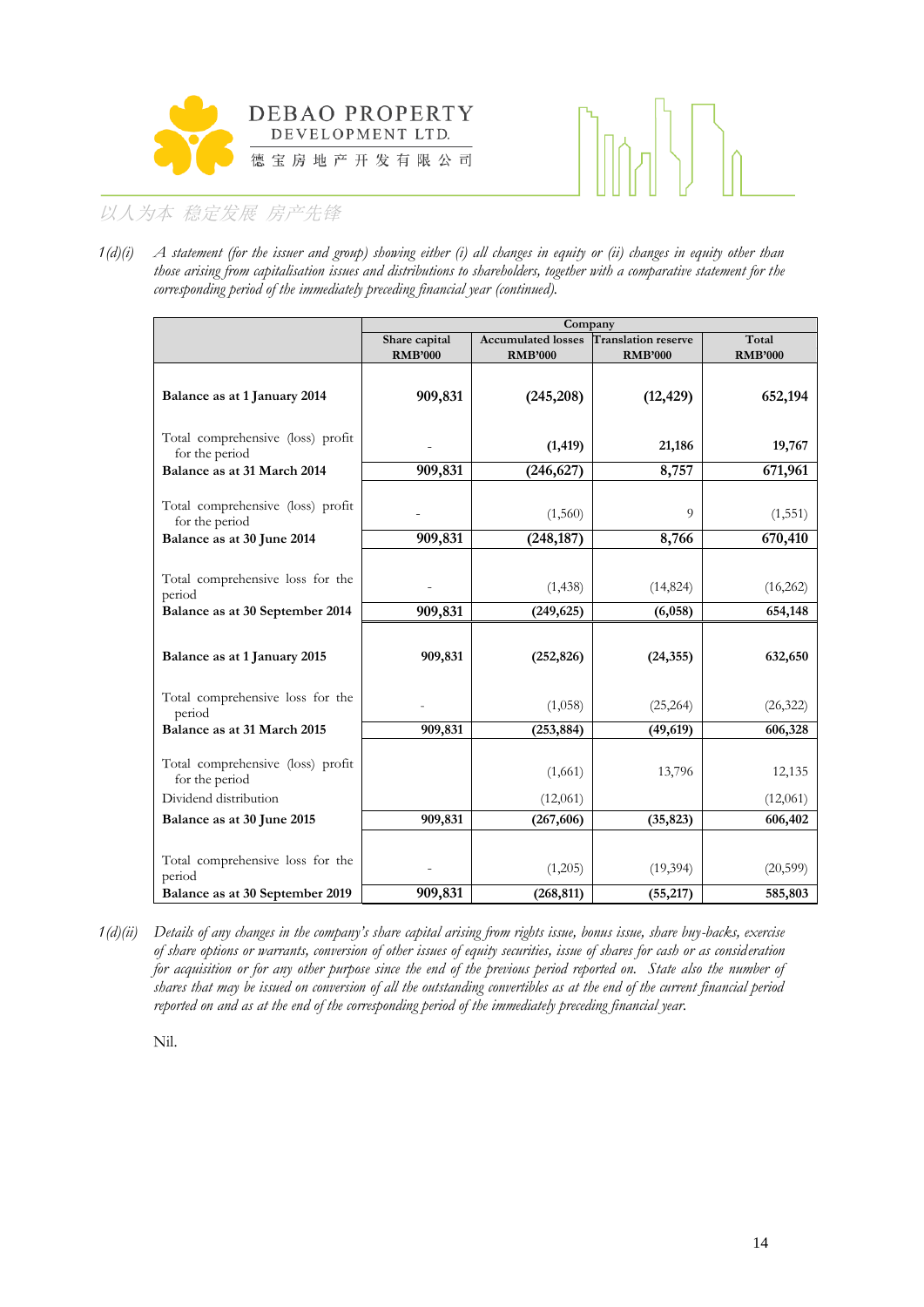1(d)(i) *A statement (for the issuer and group) showing either (i) all changes in equity or (ii) changes in equity other than those arising from capitalisation issues and distributions to shareholders, together with a comparative statement for the corresponding period of the immediately preceding financial year (continued).*

| | Company | | | |
|---|---|---|---|---|
| | **Share capital RMB'000** | **Accumulated losses RMB'000** | **Translation reserve RMB'000** | **Total RMB'000** |
| **Balance as at 1 January 2014** | **909,831** | **(245,208)** | **(12,429)** | **652,194** |
| Total comprehensive (loss) profit for the period | - | **(1,419)** | **21,186** | **19,767** |
| **Balance as at 31 March 2014** | **909,831** | **(246,627)** | **8,757** | **671,961** |
| Total comprehensive (loss) profit for the period | - | (1,560) | 9 | (1,551) |
| **Balance as at 30 June 2014** | **909,831** | **(248,187)** | **8,766** | **670,410** |
| Total comprehensive loss for the period | - | (1,438) | (14,824) | (16,262) |
| **Balance as at 30 September 2014** | **909,831** | **(249,625)** | **(6,058)** | **654,148** |
| **Balance as at 1 January 2015** | **909,831** | **(252,826)** | **(24,355)** | **632,650** |
| Total comprehensive loss for the period | - | (1,058) | (25,264) | (26,322) |
| **Balance as at 31 March 2015** | **909,831** | **(253,884)** | **(49,619)** | **606,328** |
| Total comprehensive (loss) profit for the period | | (1,661) | 13,796 | 12,135 |
| Dividend distribution | | (12,061) | | (12,061) |
| **Balance as at 30 June 2015** | **909,831** | **(267,606)** | **(35,823)** | **606,402** |
| Total comprehensive loss for the period | - | (1,205) | (19,394) | (20,599) |
| **Balance as at 30 September 2019** | **909,831** | **(268,811)** | **(55,217)** | **585,803** |

1(d)(ii) *Details of any changes in the company's share capital arising from rights issue, bonus issue, share buy-backs, exercise of share options or warrants, conversion of other issues of equity securities, issue of shares for cash or as consideration for acquisition or for any other purpose since the end of the previous period reported on. State also the number of shares that may be issued on conversion of all the outstanding convertibles as at the end of the current financial period reported on and as at the end of the corresponding period of the immediately preceding financial year.*

Nil.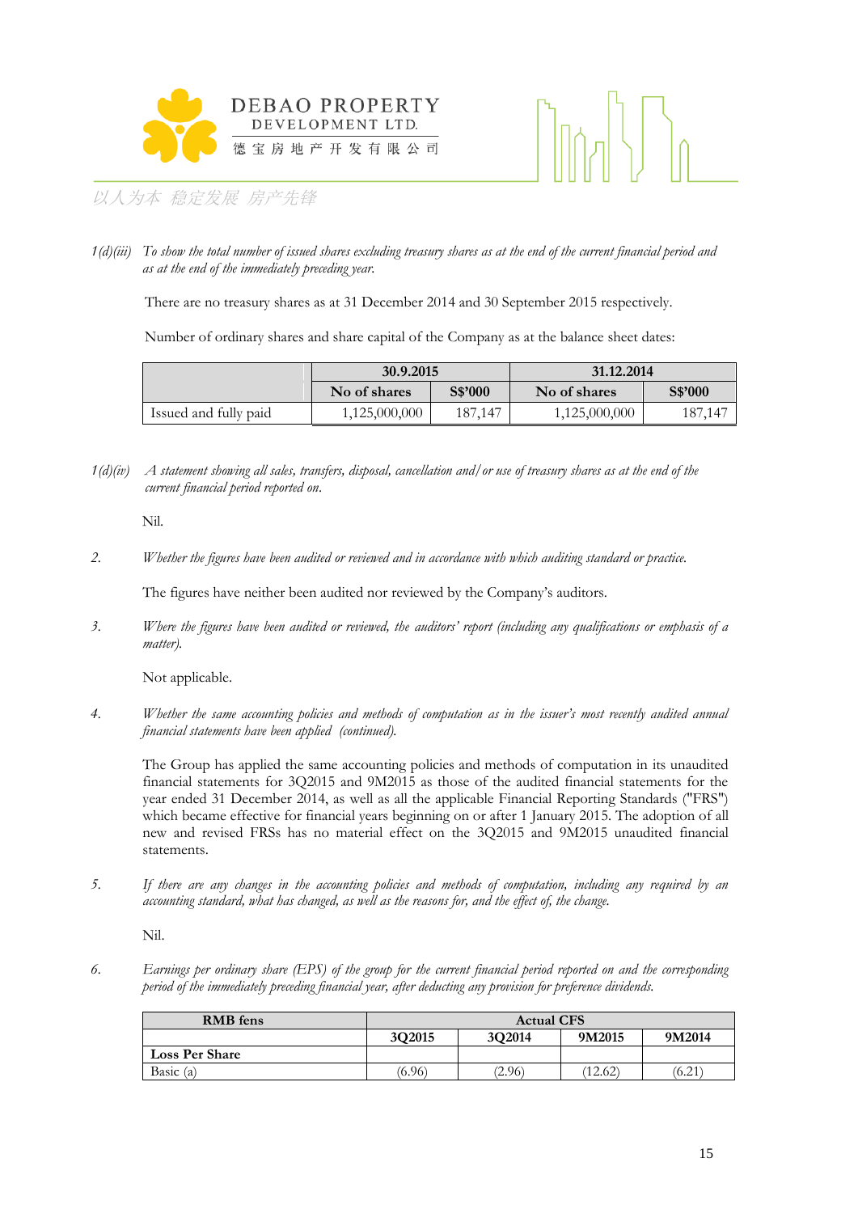1(d)(iii) *To show the total number of issued shares excluding treasury shares as at the end of the current financial period and as at the end of the immediately preceding year.*

There are no treasury shares as at 31 December 2014 and 30 September 2015 respectively.

Number of ordinary shares and share capital of the Company as at the balance sheet dates:

| | 30.9.2015 | | 31.12.2014 | |
|---|---|---|---|---|
| | **No of shares** | **S$'000** | **No of shares** | **S$'000** |
| Issued and fully paid | 1,125,000,000 | 187,147 | 1,125,000,000 | 187,147 |

1(d)(iv) *A statement showing all sales, transfers, disposal, cancellation and/or use of treasury shares as at the end of the current financial period reported on.*

Nil.

2. *Whether the figures have been audited or reviewed and in accordance with which auditing standard or practice.*

The figures have neither been audited nor reviewed by the Company's auditors.

3. *Where the figures have been audited or reviewed, the auditors' report (including any qualifications or emphasis of a matter).*

Not applicable.

4. *Whether the same accounting policies and methods of computation as in the issuer's most recently audited annual financial statements have been applied (continued).*

The Group has applied the same accounting policies and methods of computation in its unaudited financial statements for 3Q2015 and 9M2015 as those of the audited financial statements for the year ended 31 December 2014, as well as all the applicable Financial Reporting Standards ("FRS") which became effective for financial years beginning on or after 1 January 2015. The adoption of all new and revised FRSs has no material effect on the 3Q2015 and 9M2015 unaudited financial statements.

5. *If there are any changes in the accounting policies and methods of computation, including any required by an accounting standard, what has changed, as well as the reasons for, and the effect of, the change.*

Nil.

6. *Earnings per ordinary share (EPS) of the group for the current financial period reported on and the corresponding period of the immediately preceding financial year, after deducting any provision for preference dividends.*

| RMB fens | Actual CFS | | | |
|---|---|---|---|---|
| | **3Q2015** | **3Q2014** | **9M2015** | **9M2014** |
| **Loss Per Share** | | | | |
| Basic (a) | (6.96) | (2.96) | (12.62) | (6.21) |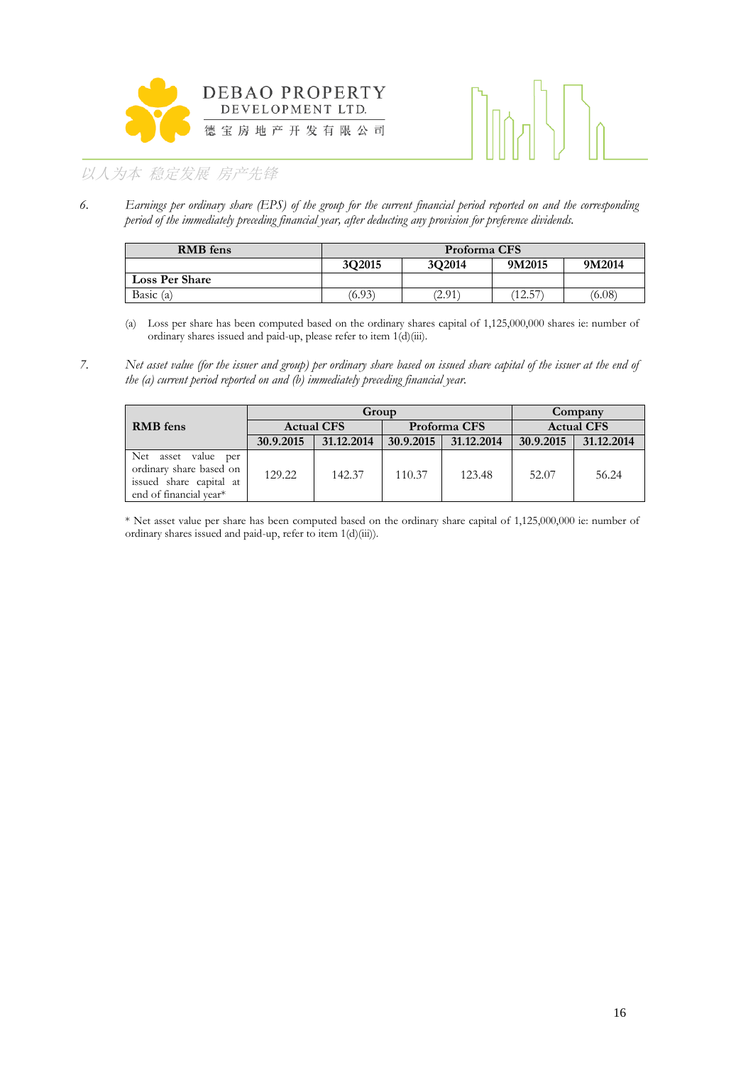6. *Earnings per ordinary share (EPS) of the group for the current financial period reported on and the corresponding period of the immediately preceding financial year, after deducting any provision for preference dividends.*

| RMB fens | Proforma CFS | | | |
|---|---|---|---|---|
| | 3Q2015 | 3Q2014 | 9M2015 | 9M2014 |
| **Loss Per Share** | | | | |
| Basic (a) | (6.93) | (2.91) | (12.57) | (6.08) |

(a) Loss per share has been computed based on the ordinary shares capital of 1,125,000,000 shares ie: number of ordinary shares issued and paid-up, please refer to item 1(d)(iii).

7. *Net asset value (for the issuer and group) per ordinary share based on issued share capital of the issuer at the end of the (a) current period reported on and (b) immediately preceding financial year.*

| RMB fens | Group | | | | Company | |
|---|---|---|---|---|---|---|
| | Actual CFS | | Proforma CFS | | Actual CFS | |
| | 30.9.2015 | 31.12.2014 | 30.9.2015 | 31.12.2014 | 30.9.2015 | 31.12.2014 |
| Net asset value per ordinary share based on issued share capital at end of financial year* | 129.22 | 142.37 | 110.37 | 123.48 | 52.07 | 56.24 |

\* Net asset value per share has been computed based on the ordinary share capital of 1,125,000,000 ie: number of ordinary shares issued and paid-up, refer to item 1(d)(iii)).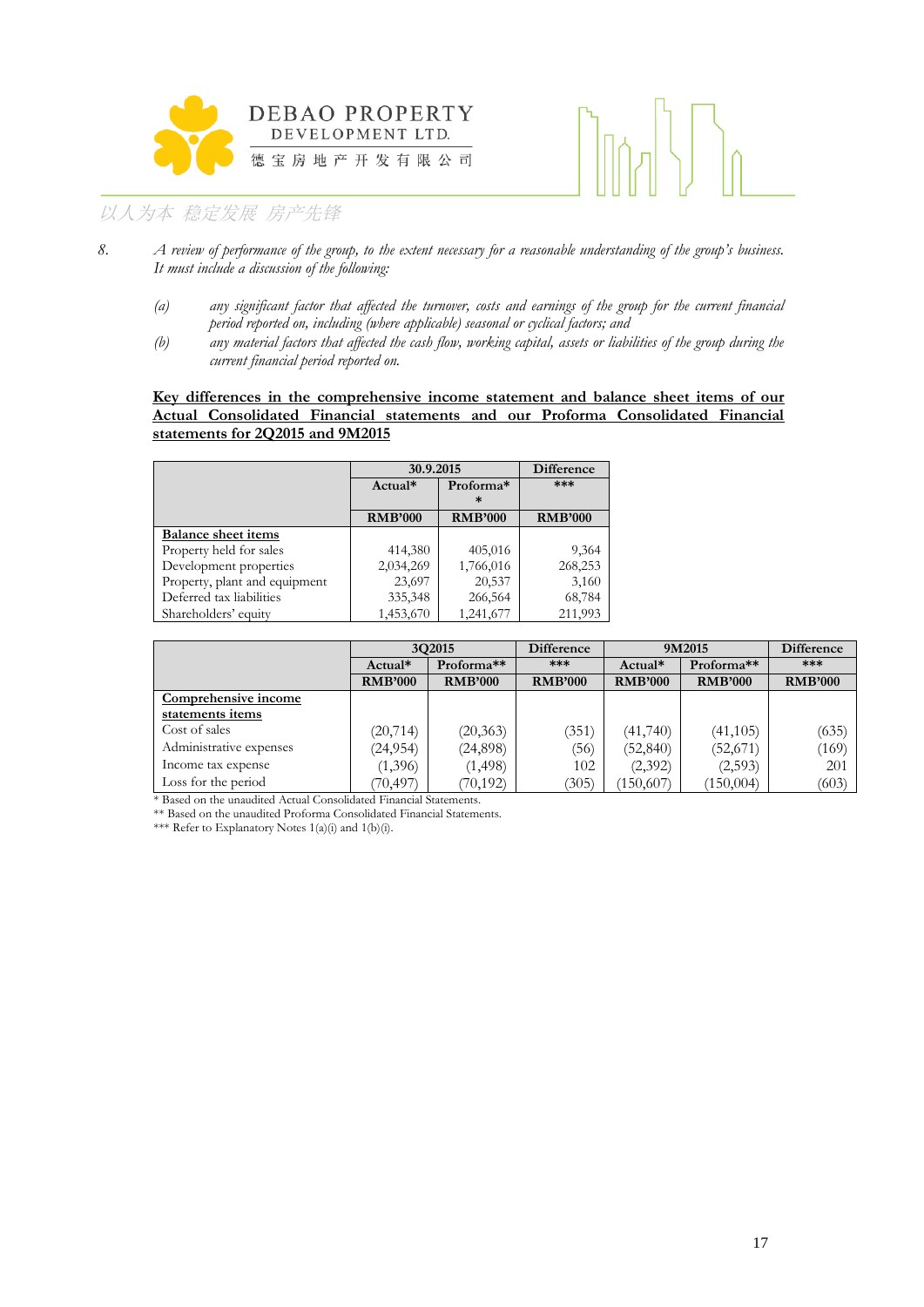8. *A review of performance of the group, to the extent necessary for a reasonable understanding of the group's business. It must include a discussion of the following:*

   (a) *any significant factor that affected the turnover, costs and earnings of the group for the current financial period reported on, including (where applicable) seasonal or cyclical factors; and*

   (b) *any material factors that affected the cash flow, working capital, assets or liabilities of the group during the current financial period reported on.*

**Key differences in the comprehensive income statement and balance sheet items of our Actual Consolidated Financial statements and our Proforma Consolidated Financial statements for 2Q2015 and 9M2015**

| | 30.9.2015 | | Difference |
|---|---|---|---|
| | Actual* | Proforma** | *** |
| | RMB'000 | RMB'000 | RMB'000 |
| **Balance sheet items** | | | |
| Property held for sales | 414,380 | 405,016 | 9,364 |
| Development properties | 2,034,269 | 1,766,016 | 268,253 |
| Property, plant and equipment | 23,697 | 20,537 | 3,160 |
| Deferred tax liabilities | 335,348 | 266,564 | 68,784 |
| Shareholders' equity | 1,453,670 | 1,241,677 | 211,993 |

| | 3Q2015 | | Difference | 9M2015 | | Difference |
|---|---|---|---|---|---|---|
| | Actual* | Proforma** | *** | Actual* | Proforma** | *** |
| | RMB'000 | RMB'000 | RMB'000 | RMB'000 | RMB'000 | RMB'000 |
| **Comprehensive income statements items** | | | | | | |
| Cost of sales | (20,714) | (20,363) | (351) | (41,740) | (41,105) | (635) |
| Administrative expenses | (24,954) | (24,898) | (56) | (52,840) | (52,671) | (169) |
| Income tax expense | (1,396) | (1,498) | 102 | (2,392) | (2,593) | 201 |
| Loss for the period | (70,497) | (70,192) | (305) | (150,607) | (150,004) | (603) |

\* Based on the unaudited Actual Consolidated Financial Statements.
** Based on the unaudited Proforma Consolidated Financial Statements.
*** Refer to Explanatory Notes 1(a)(i) and 1(b)(i).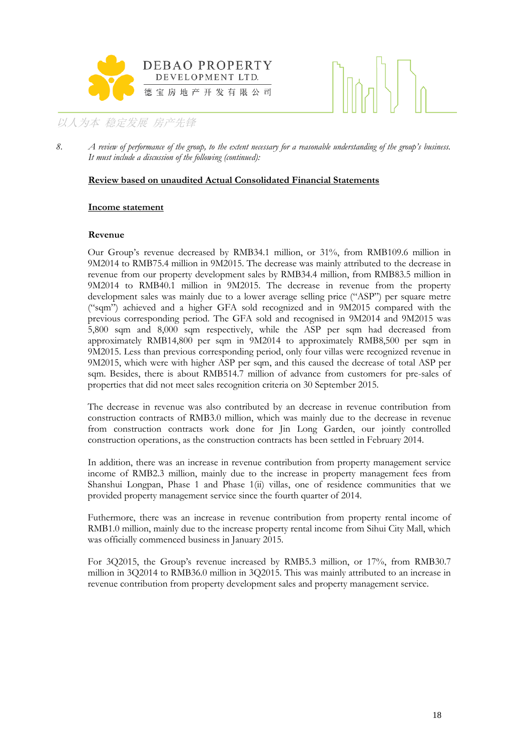8. *A review of performance of the group, to the extent necessary for a reasonable understanding of the group's business. It must include a discussion of the following (continued):*

**Review based on unaudited Actual Consolidated Financial Statements**

**Income statement**

**Revenue**

Our Group's revenue decreased by RMB34.1 million, or 31%, from RMB109.6 million in 9M2014 to RMB75.4 million in 9M2015. The decrease was mainly attributed to the decrease in revenue from our property development sales by RMB34.4 million, from RMB83.5 million in 9M2014 to RMB40.1 million in 9M2015. The decrease in revenue from the property development sales was mainly due to a lower average selling price ("ASP") per square metre ("sqm") achieved and a higher GFA sold recognized and in 9M2015 compared with the previous corresponding period. The GFA sold and recognised in 9M2014 and 9M2015 was 5,800 sqm and 8,000 sqm respectively, while the ASP per sqm had decreased from approximately RMB14,800 per sqm in 9M2014 to approximately RMB8,500 per sqm in 9M2015. Less than previous corresponding period, only four villas were recognized revenue in 9M2015, which were with higher ASP per sqm, and this caused the decrease of total ASP per sqm. Besides, there is about RMB514.7 million of advance from customers for pre-sales of properties that did not meet sales recognition criteria on 30 September 2015.

The decrease in revenue was also contributed by an decrease in revenue contribution from construction contracts of RMB3.0 million, which was mainly due to the decrease in revenue from construction contracts work done for Jin Long Garden, our jointly controlled construction operations, as the construction contracts has been settled in February 2014.

In addition, there was an increase in revenue contribution from property management service income of RMB2.3 million, mainly due to the increase in property management fees from Shanshui Longpan, Phase 1 and Phase 1(ii) villas, one of residence communities that we provided property management service since the fourth quarter of 2014.

Futhermore, there was an increase in revenue contribution from property rental income of RMB1.0 million, mainly due to the increase property rental income from Sihui City Mall, which was officially commenced business in January 2015.

For 3Q2015, the Group's revenue increased by RMB5.3 million, or 17%, from RMB30.7 million in 3Q2014 to RMB36.0 million in 3Q2015. This was mainly attributed to an increase in revenue contribution from property development sales and property management service.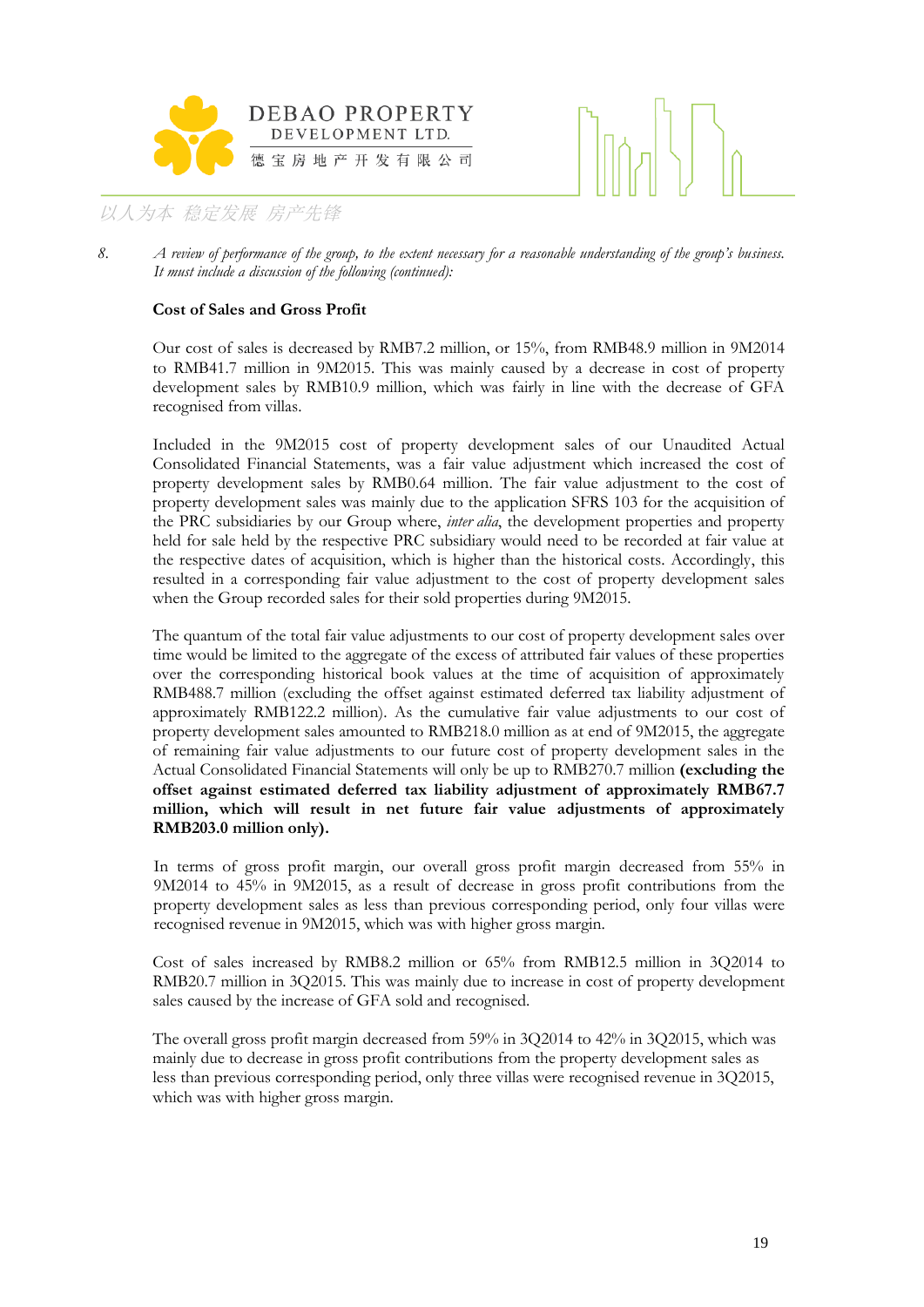8. *A review of performance of the group, to the extent necessary for a reasonable understanding of the group's business. It must include a discussion of the following (continued):*

**Cost of Sales and Gross Profit**

Our cost of sales is decreased by RMB7.2 million, or 15%, from RMB48.9 million in 9M2014 to RMB41.7 million in 9M2015. This was mainly caused by a decrease in cost of property development sales by RMB10.9 million, which was fairly in line with the decrease of GFA recognised from villas.

Included in the 9M2015 cost of property development sales of our Unaudited Actual Consolidated Financial Statements, was a fair value adjustment which increased the cost of property development sales by RMB0.64 million. The fair value adjustment to the cost of property development sales was mainly due to the application SFRS 103 for the acquisition of the PRC subsidiaries by our Group where, *inter alia*, the development properties and property held for sale held by the respective PRC subsidiary would need to be recorded at fair value at the respective dates of acquisition, which is higher than the historical costs. Accordingly, this resulted in a corresponding fair value adjustment to the cost of property development sales when the Group recorded sales for their sold properties during 9M2015.

The quantum of the total fair value adjustments to our cost of property development sales over time would be limited to the aggregate of the excess of attributed fair values of these properties over the corresponding historical book values at the time of acquisition of approximately RMB488.7 million (excluding the offset against estimated deferred tax liability adjustment of approximately RMB122.2 million). As the cumulative fair value adjustments to our cost of property development sales amounted to RMB218.0 million as at end of 9M2015, the aggregate of remaining fair value adjustments to our future cost of property development sales in the Actual Consolidated Financial Statements will only be up to RMB270.7 million **(excluding the offset against estimated deferred tax liability adjustment of approximately RMB67.7 million, which will result in net future fair value adjustments of approximately RMB203.0 million only).**

In terms of gross profit margin, our overall gross profit margin decreased from 55% in 9M2014 to 45% in 9M2015, as a result of decrease in gross profit contributions from the property development sales as less than previous corresponding period, only four villas were recognised revenue in 9M2015, which was with higher gross margin.

Cost of sales increased by RMB8.2 million or 65% from RMB12.5 million in 3Q2014 to RMB20.7 million in 3Q2015. This was mainly due to increase in cost of property development sales caused by the increase of GFA sold and recognised.

The overall gross profit margin decreased from 59% in 3Q2014 to 42% in 3Q2015, which was mainly due to decrease in gross profit contributions from the property development sales as less than previous corresponding period, only three villas were recognised revenue in 3Q2015, which was with higher gross margin.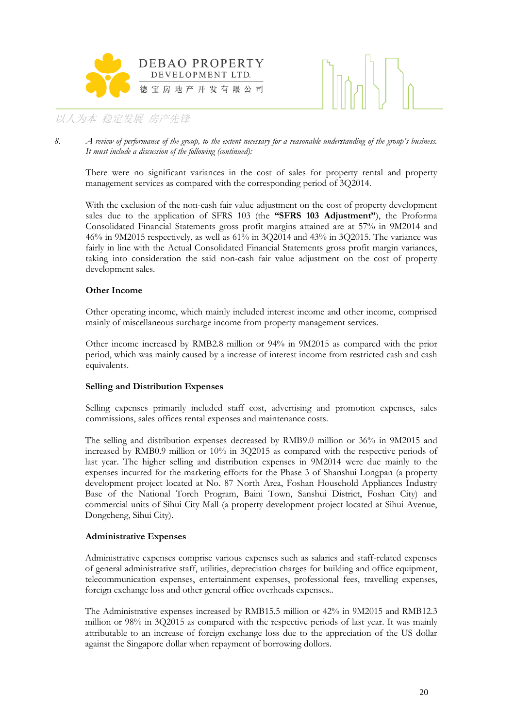8. *A review of performance of the group, to the extent necessary for a reasonable understanding of the group's business. It must include a discussion of the following (continued):*

There were no significant variances in the cost of sales for property rental and property management services as compared with the corresponding period of 3Q2014.

With the exclusion of the non-cash fair value adjustment on the cost of property development sales due to the application of SFRS 103 (the **"SFRS 103 Adjustment"**), the Proforma Consolidated Financial Statements gross profit margins attained are at 57% in 9M2014 and 46% in 9M2015 respectively, as well as 61% in 3Q2014 and 43% in 3Q2015. The variance was fairly in line with the Actual Consolidated Financial Statements gross profit margin variances, taking into consideration the said non-cash fair value adjustment on the cost of property development sales.

**Other Income**

Other operating income, which mainly included interest income and other income, comprised mainly of miscellaneous surcharge income from property management services.

Other income increased by RMB2.8 million or 94% in 9M2015 as compared with the prior period, which was mainly caused by a increase of interest income from restricted cash and cash equivalents.

**Selling and Distribution Expenses**

Selling expenses primarily included staff cost, advertising and promotion expenses, sales commissions, sales offices rental expenses and maintenance costs.

The selling and distribution expenses decreased by RMB9.0 million or 36% in 9M2015 and increased by RMB0.9 million or 10% in 3Q2015 as compared with the respective periods of last year. The higher selling and distribution expenses in 9M2014 were due mainly to the expenses incurred for the marketing efforts for the Phase 3 of Shanshui Longpan (a property development project located at No. 87 North Area, Foshan Household Appliances Industry Base of the National Torch Program, Baini Town, Sanshui District, Foshan City) and commercial units of Sihui City Mall (a property development project located at Sihui Avenue, Dongcheng, Sihui City).

**Administrative Expenses**

Administrative expenses comprise various expenses such as salaries and staff-related expenses of general administrative staff, utilities, depreciation charges for building and office equipment, telecommunication expenses, entertainment expenses, professional fees, travelling expenses, foreign exchange loss and other general office overheads expenses..

The Administrative expenses increased by RMB15.5 million or 42% in 9M2015 and RMB12.3 million or 98% in 3Q2015 as compared with the respective periods of last year. It was mainly attributable to an increase of foreign exchange loss due to the appreciation of the US dollar against the Singapore dollar when repayment of borrowing dollors.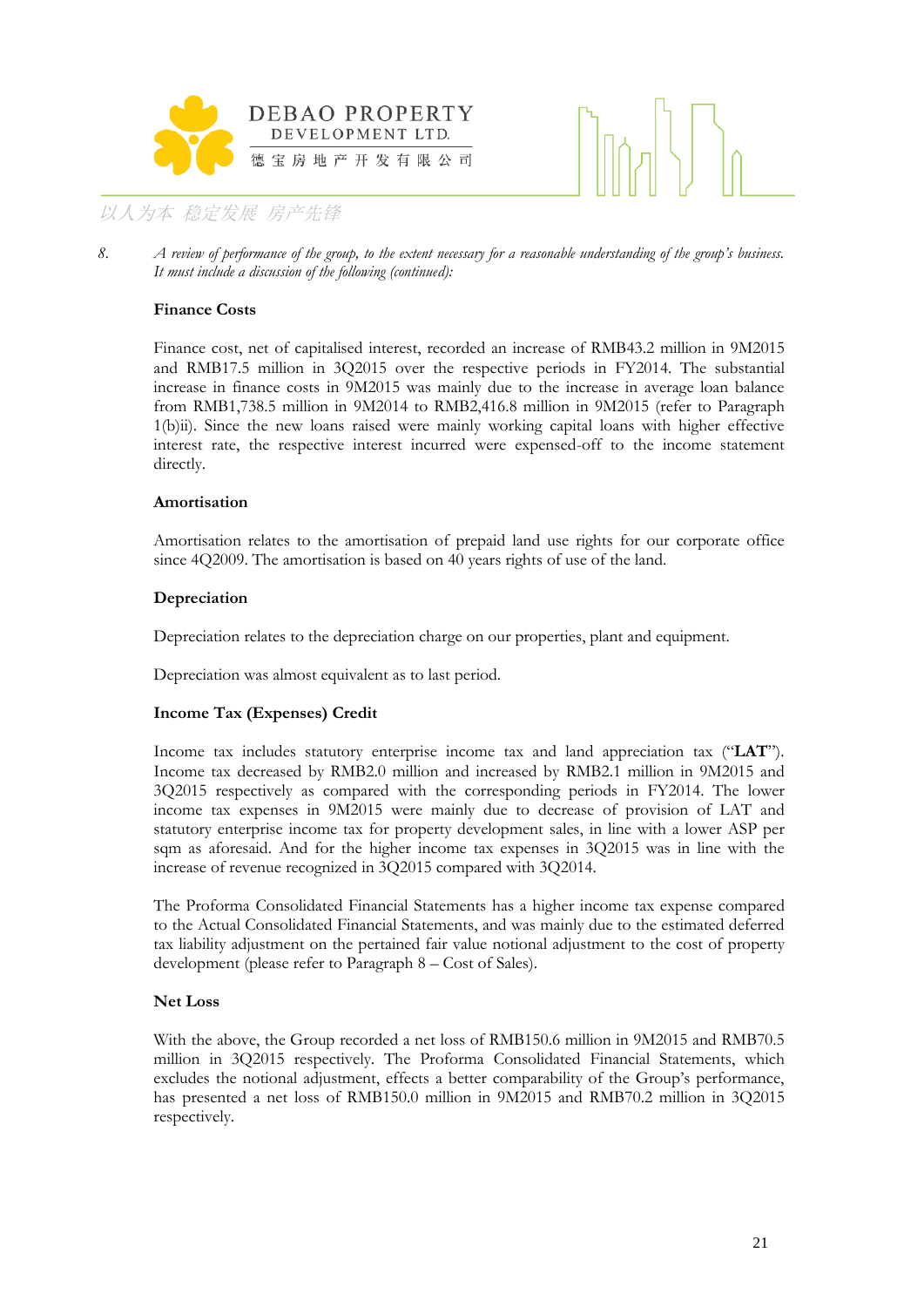8. *A review of performance of the group, to the extent necessary for a reasonable understanding of the group's business. It must include a discussion of the following (continued):*

**Finance Costs**

Finance cost, net of capitalised interest, recorded an increase of RMB43.2 million in 9M2015 and RMB17.5 million in 3Q2015 over the respective periods in FY2014. The substantial increase in finance costs in 9M2015 was mainly due to the increase in average loan balance from RMB1,738.5 million in 9M2014 to RMB2,416.8 million in 9M2015 (refer to Paragraph 1(b)ii). Since the new loans raised were mainly working capital loans with higher effective interest rate, the respective interest incurred were expensed-off to the income statement directly.

**Amortisation**

Amortisation relates to the amortisation of prepaid land use rights for our corporate office since 4Q2009. The amortisation is based on 40 years rights of use of the land.

**Depreciation**

Depreciation relates to the depreciation charge on our properties, plant and equipment.

Depreciation was almost equivalent as to last period.

**Income Tax (Expenses) Credit**

Income tax includes statutory enterprise income tax and land appreciation tax ("**LAT**"). Income tax decreased by RMB2.0 million and increased by RMB2.1 million in 9M2015 and 3Q2015 respectively as compared with the corresponding periods in FY2014. The lower income tax expenses in 9M2015 were mainly due to decrease of provision of LAT and statutory enterprise income tax for property development sales, in line with a lower ASP per sqm as aforesaid. And for the higher income tax expenses in 3Q2015 was in line with the increase of revenue recognized in 3Q2015 compared with 3Q2014.

The Proforma Consolidated Financial Statements has a higher income tax expense compared to the Actual Consolidated Financial Statements, and was mainly due to the estimated deferred tax liability adjustment on the pertained fair value notional adjustment to the cost of property development (please refer to Paragraph 8 – Cost of Sales).

**Net Loss**

With the above, the Group recorded a net loss of RMB150.6 million in 9M2015 and RMB70.5 million in 3Q2015 respectively. The Proforma Consolidated Financial Statements, which excludes the notional adjustment, effects a better comparability of the Group's performance, has presented a net loss of RMB150.0 million in 9M2015 and RMB70.2 million in 3Q2015 respectively.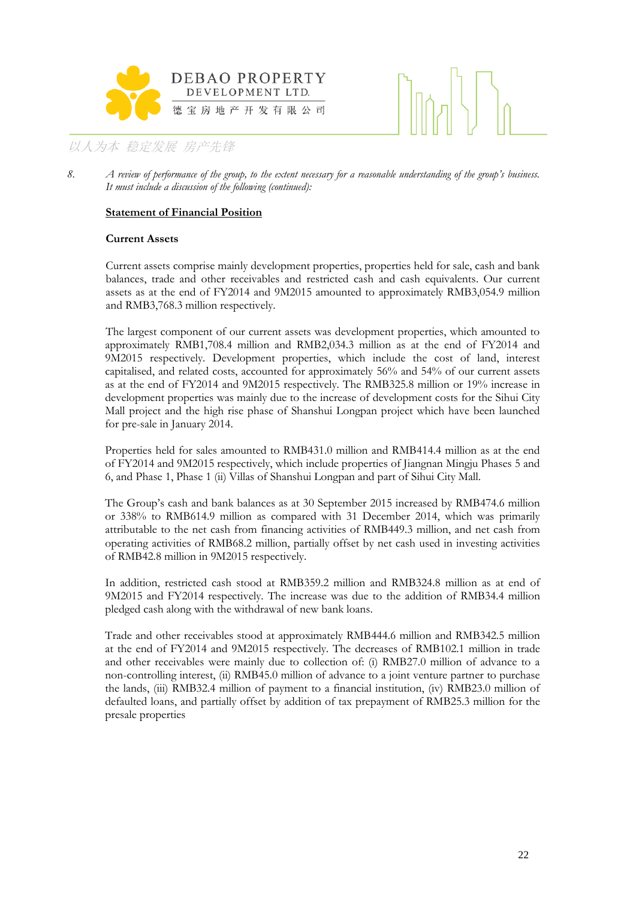8. *A review of performance of the group, to the extent necessary for a reasonable understanding of the group's business. It must include a discussion of the following (continued):*

**Statement of Financial Position**

**Current Assets**

Current assets comprise mainly development properties, properties held for sale, cash and bank balances, trade and other receivables and restricted cash and cash equivalents. Our current assets as at the end of FY2014 and 9M2015 amounted to approximately RMB3,054.9 million and RMB3,768.3 million respectively.

The largest component of our current assets was development properties, which amounted to approximately RMB1,708.4 million and RMB2,034.3 million as at the end of FY2014 and 9M2015 respectively. Development properties, which include the cost of land, interest capitalised, and related costs, accounted for approximately 56% and 54% of our current assets as at the end of FY2014 and 9M2015 respectively. The RMB325.8 million or 19% increase in development properties was mainly due to the increase of development costs for the Sihui City Mall project and the high rise phase of Shanshui Longpan project which have been launched for pre-sale in January 2014.

Properties held for sales amounted to RMB431.0 million and RMB414.4 million as at the end of FY2014 and 9M2015 respectively, which include properties of Jiangnan Mingju Phases 5 and 6, and Phase 1, Phase 1 (ii) Villas of Shanshui Longpan and part of Sihui City Mall.

The Group's cash and bank balances as at 30 September 2015 increased by RMB474.6 million or 338% to RMB614.9 million as compared with 31 December 2014, which was primarily attributable to the net cash from financing activities of RMB449.3 million, and net cash from operating activities of RMB68.2 million, partially offset by net cash used in investing activities of RMB42.8 million in 9M2015 respectively.

In addition, restricted cash stood at RMB359.2 million and RMB324.8 million as at end of 9M2015 and FY2014 respectively. The increase was due to the addition of RMB34.4 million pledged cash along with the withdrawal of new bank loans.

Trade and other receivables stood at approximately RMB444.6 million and RMB342.5 million at the end of FY2014 and 9M2015 respectively. The decreases of RMB102.1 million in trade and other receivables were mainly due to collection of: (i) RMB27.0 million of advance to a non-controlling interest, (ii) RMB45.0 million of advance to a joint venture partner to purchase the lands, (iii) RMB32.4 million of payment to a financial institution, (iv) RMB23.0 million of defaulted loans, and partially offset by addition of tax prepayment of RMB25.3 million for the presale properties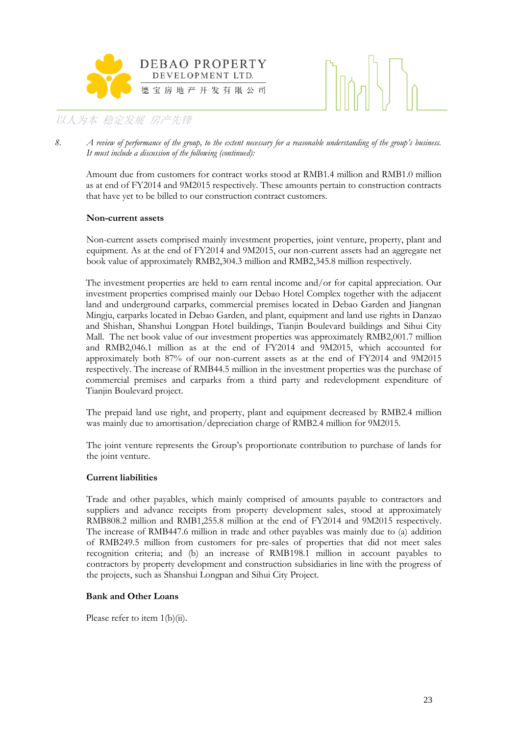8. *A review of performance of the group, to the extent necessary for a reasonable understanding of the group's business. It must include a discussion of the following (continued):*

Amount due from customers for contract works stood at RMB1.4 million and RMB1.0 million as at end of FY2014 and 9M2015 respectively. These amounts pertain to construction contracts that have yet to be billed to our construction contract customers.

**Non-current assets**

Non-current assets comprised mainly investment properties, joint venture, property, plant and equipment. As at the end of FY2014 and 9M2015, our non-current assets had an aggregate net book value of approximately RMB2,304.3 million and RMB2,345.8 million respectively.

The investment properties are held to earn rental income and/or for capital appreciation. Our investment properties comprised mainly our Debao Hotel Complex together with the adjacent land and underground carparks, commercial premises located in Debao Garden and Jiangnan Mingju, carparks located in Debao Garden, and plant, equipment and land use rights in Danzao and Shishan, Shanshui Longpan Hotel buildings, Tianjin Boulevard buildings and Sihui City Mall. The net book value of our investment properties was approximately RMB2,001.7 million and RMB2,046.1 million as at the end of FY2014 and 9M2015, which accounted for approximately both 87% of our non-current assets as at the end of FY2014 and 9M2015 respectively. The increase of RMB44.5 million in the investment properties was the purchase of commercial premises and carparks from a third party and redevelopment expenditure of Tianjin Boulevard project.

The prepaid land use right, and property, plant and equipment decreased by RMB2.4 million was mainly due to amortisation/depreciation charge of RMB2.4 million for 9M2015.

The joint venture represents the Group's proportionate contribution to purchase of lands for the joint venture.

**Current liabilities**

Trade and other payables, which mainly comprised of amounts payable to contractors and suppliers and advance receipts from property development sales, stood at approximately RMB808.2 million and RMB1,255.8 million at the end of FY2014 and 9M2015 respectively. The increase of RMB447.6 million in trade and other payables was mainly due to (a) addition of RMB249.5 million from customers for pre-sales of properties that did not meet sales recognition criteria; and (b) an increase of RMB198.1 million in account payables to contractors by property development and construction subsidiaries in line with the progress of the projects, such as Shanshui Longpan and Sihui City Project.

**Bank and Other Loans**

Please refer to item 1(b)(ii).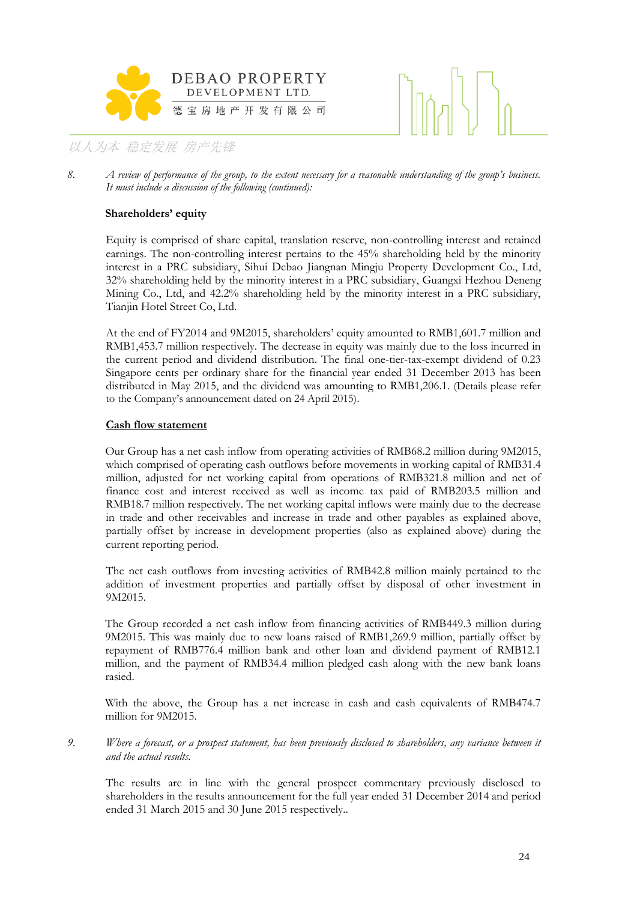8. *A review of performance of the group, to the extent necessary for a reasonable understanding of the group's business. It must include a discussion of the following (continued):*

**Shareholders' equity**

Equity is comprised of share capital, translation reserve, non-controlling interest and retained earnings. The non-controlling interest pertains to the 45% shareholding held by the minority interest in a PRC subsidiary, Sihui Debao Jiangnan Mingju Property Development Co., Ltd, 32% shareholding held by the minority interest in a PRC subsidiary, Guangxi Hezhou Deneng Mining Co., Ltd, and 42.2% shareholding held by the minority interest in a PRC subsidiary, Tianjin Hotel Street Co, Ltd.

At the end of FY2014 and 9M2015, shareholders' equity amounted to RMB1,601.7 million and RMB1,453.7 million respectively. The decrease in equity was mainly due to the loss incurred in the current period and dividend distribution. The final one-tier-tax-exempt dividend of 0.23 Singapore cents per ordinary share for the financial year ended 31 December 2013 has been distributed in May 2015, and the dividend was amounting to RMB1,206.1. (Details please refer to the Company's announcement dated on 24 April 2015).

**Cash flow statement**

Our Group has a net cash inflow from operating activities of RMB68.2 million during 9M2015, which comprised of operating cash outflows before movements in working capital of RMB31.4 million, adjusted for net working capital from operations of RMB321.8 million and net of finance cost and interest received as well as income tax paid of RMB203.5 million and RMB18.7 million respectively. The net working capital inflows were mainly due to the decrease in trade and other receivables and increase in trade and other payables as explained above, partially offset by increase in development properties (also as explained above) during the current reporting period.

The net cash outflows from investing activities of RMB42.8 million mainly pertained to the addition of investment properties and partially offset by disposal of other investment in 9M2015.

The Group recorded a net cash inflow from financing activities of RMB449.3 million during 9M2015. This was mainly due to new loans raised of RMB1,269.9 million, partially offset by repayment of RMB776.4 million bank and other loan and dividend payment of RMB12.1 million, and the payment of RMB34.4 million pledged cash along with the new bank loans rasied.

With the above, the Group has a net increase in cash and cash equivalents of RMB474.7 million for 9M2015.

9. *Where a forecast, or a prospect statement, has been previously disclosed to shareholders, any variance between it and the actual results.*

The results are in line with the general prospect commentary previously disclosed to shareholders in the results announcement for the full year ended 31 December 2014 and period ended 31 March 2015 and 30 June 2015 respectively..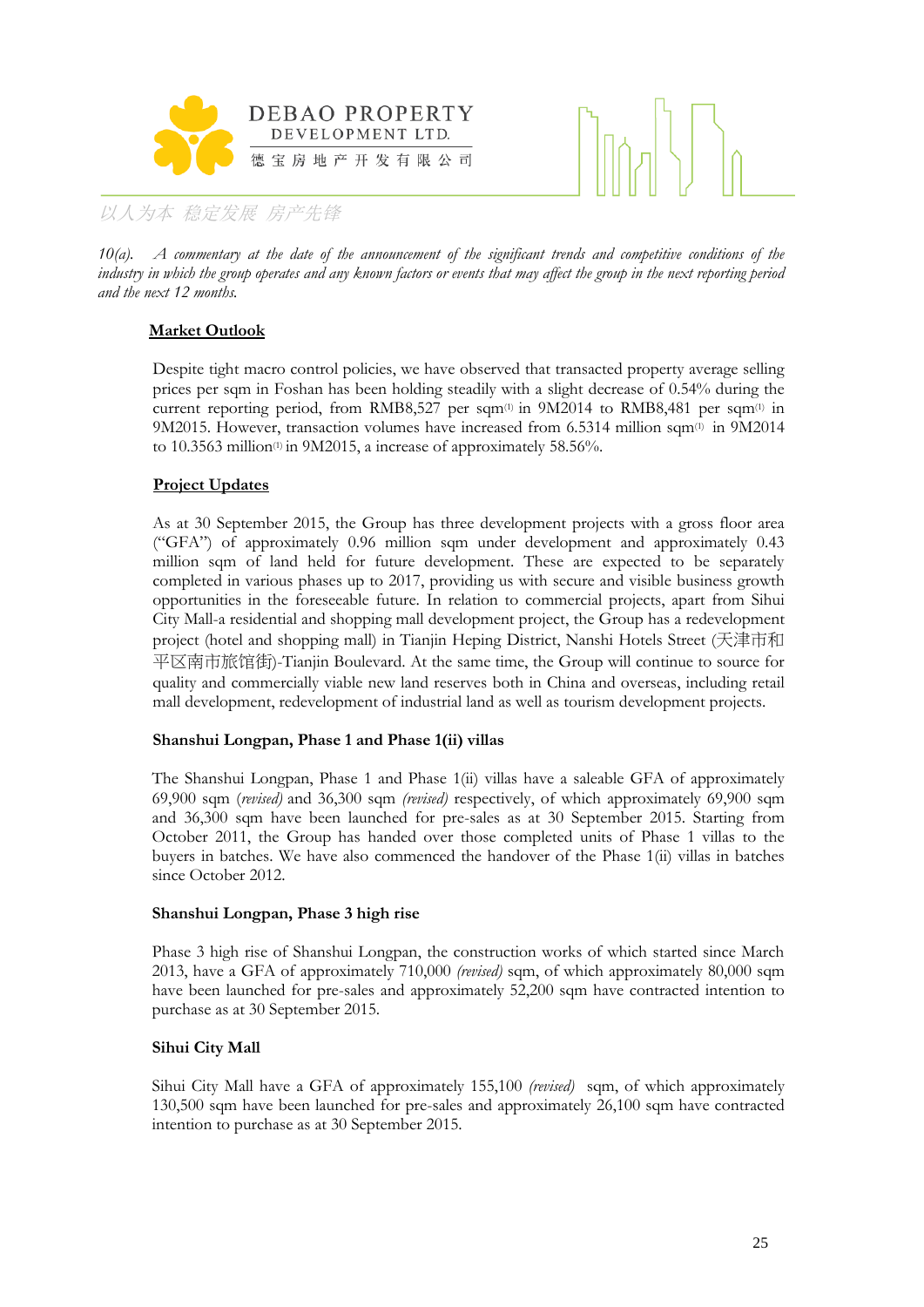*10(a). A commentary at the date of the announcement of the significant trends and competitive conditions of the industry in which the group operates and any known factors or events that may affect the group in the next reporting period and the next 12 months.*

**Market Outlook**

Despite tight macro control policies, we have observed that transacted property average selling prices per sqm in Foshan has been holding steadily with a slight decrease of 0.54% during the current reporting period, from RMB8,527 per sqm[1] in 9M2014 to RMB8,481 per sqm[1] in 9M2015. However, transaction volumes have increased from 6.5314 million sqm[1] in 9M2014 to 10.3563 million[1] in 9M2015, a increase of approximately 58.56%.

**Project Updates**

As at 30 September 2015, the Group has three development projects with a gross floor area ("GFA") of approximately 0.96 million sqm under development and approximately 0.43 million sqm of land held for future development. These are expected to be separately completed in various phases up to 2017, providing us with secure and visible business growth opportunities in the foreseeable future. In relation to commercial projects, apart from Sihui City Mall-a residential and shopping mall development project, the Group has a redevelopment project (hotel and shopping mall) in Tianjin Heping District, Nanshi Hotels Street (天津市和平区南市旅馆街)-Tianjin Boulevard. At the same time, the Group will continue to source for quality and commercially viable new land reserves both in China and overseas, including retail mall development, redevelopment of industrial land as well as tourism development projects.

**Shanshui Longpan, Phase 1 and Phase 1(ii) villas**

The Shanshui Longpan, Phase 1 and Phase 1(ii) villas have a saleable GFA of approximately 69,900 sqm *(revised)* and 36,300 sqm *(revised)* respectively, of which approximately 69,900 sqm and 36,300 sqm have been launched for pre-sales as at 30 September 2015. Starting from October 2011, the Group has handed over those completed units of Phase 1 villas to the buyers in batches. We have also commenced the handover of the Phase 1(ii) villas in batches since October 2012.

**Shanshui Longpan, Phase 3 high rise**

Phase 3 high rise of Shanshui Longpan, the construction works of which started since March 2013, have a GFA of approximately 710,000 *(revised)* sqm, of which approximately 80,000 sqm have been launched for pre-sales and approximately 52,200 sqm have contracted intention to purchase as at 30 September 2015.

**Sihui City Mall**

Sihui City Mall have a GFA of approximately 155,100 *(revised)* sqm, of which approximately 130,500 sqm have been launched for pre-sales and approximately 26,100 sqm have contracted intention to purchase as at 30 September 2015.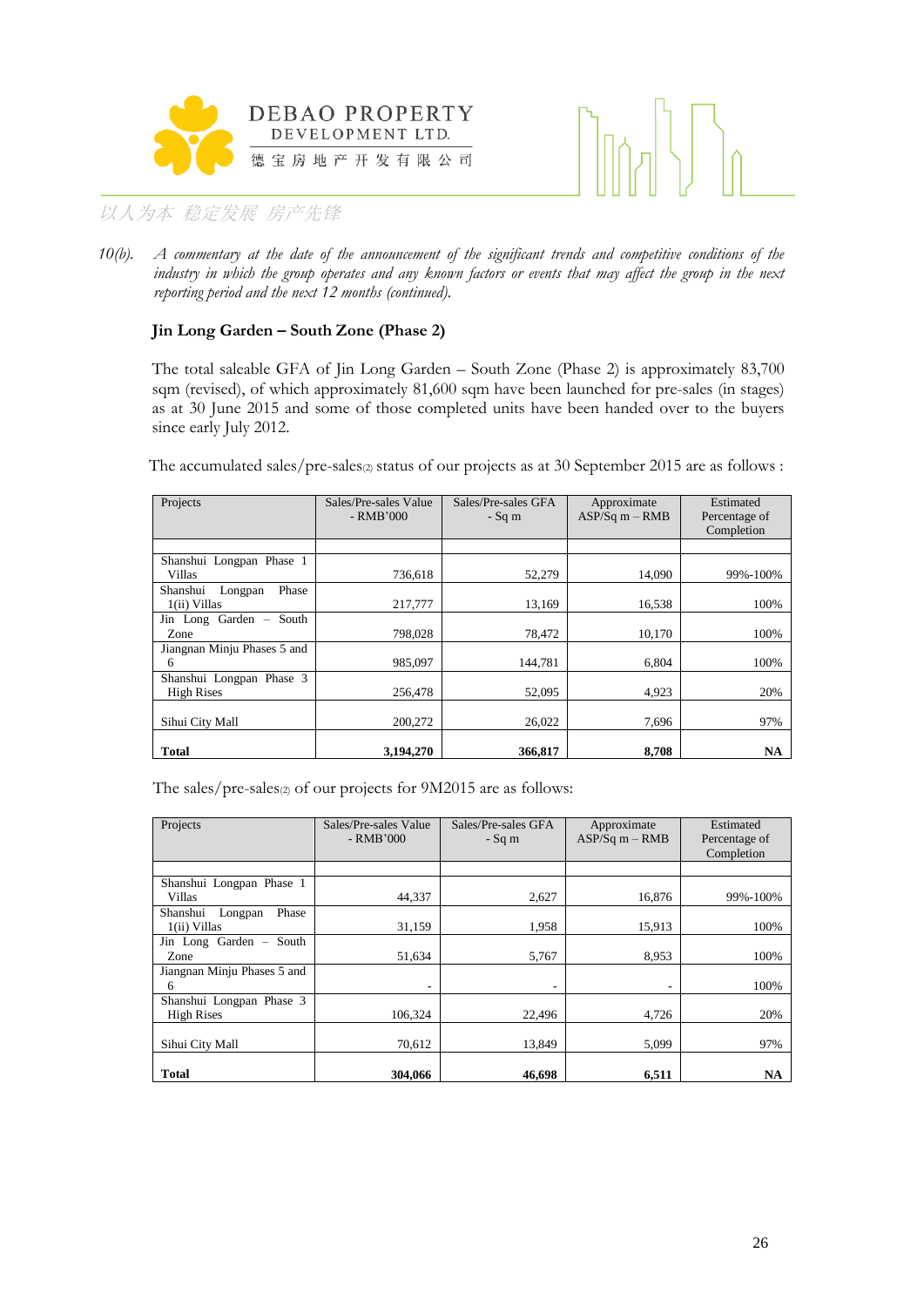10(b). *A commentary at the date of the announcement of the significant trends and competitive conditions of the industry in which the group operates and any known factors or events that may affect the group in the next reporting period and the next 12 months (continued).*

**Jin Long Garden – South Zone (Phase 2)**

The total saleable GFA of Jin Long Garden – South Zone (Phase 2) is approximately 83,700 sqm (revised), of which approximately 81,600 sqm have been launched for pre-sales (in stages) as at 30 June 2015 and some of those completed units have been handed over to the buyers since early July 2012.

The accumulated sales/pre-sales(2) status of our projects as at 30 September 2015 are as follows :

| Projects | Sales/Pre-sales Value - RMB'000 | Sales/Pre-sales GFA - Sq m | Approximate ASP/Sq m – RMB | Estimated Percentage of Completion |
|---|---|---|---|---|
| Shanshui Longpan Phase 1 Villas | 736,618 | 52,279 | 14,090 | 99%-100% |
| Shanshui Longpan Phase 1(ii) Villas | 217,777 | 13,169 | 16,538 | 100% |
| Jin Long Garden – South Zone | 798,028 | 78,472 | 10,170 | 100% |
| Jiangnan Minju Phases 5 and 6 | 985,097 | 144,781 | 6,804 | 100% |
| Shanshui Longpan Phase 3 High Rises | 256,478 | 52,095 | 4,923 | 20% |
| Sihui City Mall | 200,272 | 26,022 | 7,696 | 97% |
| **Total** | **3,194,270** | **366,817** | **8,708** | **NA** |

The sales/pre-sales(2) of our projects for 9M2015 are as follows:

| Projects | Sales/Pre-sales Value - RMB'000 | Sales/Pre-sales GFA - Sq m | Approximate ASP/Sq m – RMB | Estimated Percentage of Completion |
|---|---|---|---|---|
| Shanshui Longpan Phase 1 Villas | 44,337 | 2,627 | 16,876 | 99%-100% |
| Shanshui Longpan Phase 1(ii) Villas | 31,159 | 1,958 | 15,913 | 100% |
| Jin Long Garden – South Zone | 51,634 | 5,767 | 8,953 | 100% |
| Jiangnan Minju Phases 5 and 6 | - | - | - | 100% |
| Shanshui Longpan Phase 3 High Rises | 106,324 | 22,496 | 4,726 | 20% |
| Sihui City Mall | 70,612 | 13,849 | 5,099 | 97% |
| **Total** | **304,066** | **46,698** | **6,511** | **NA** |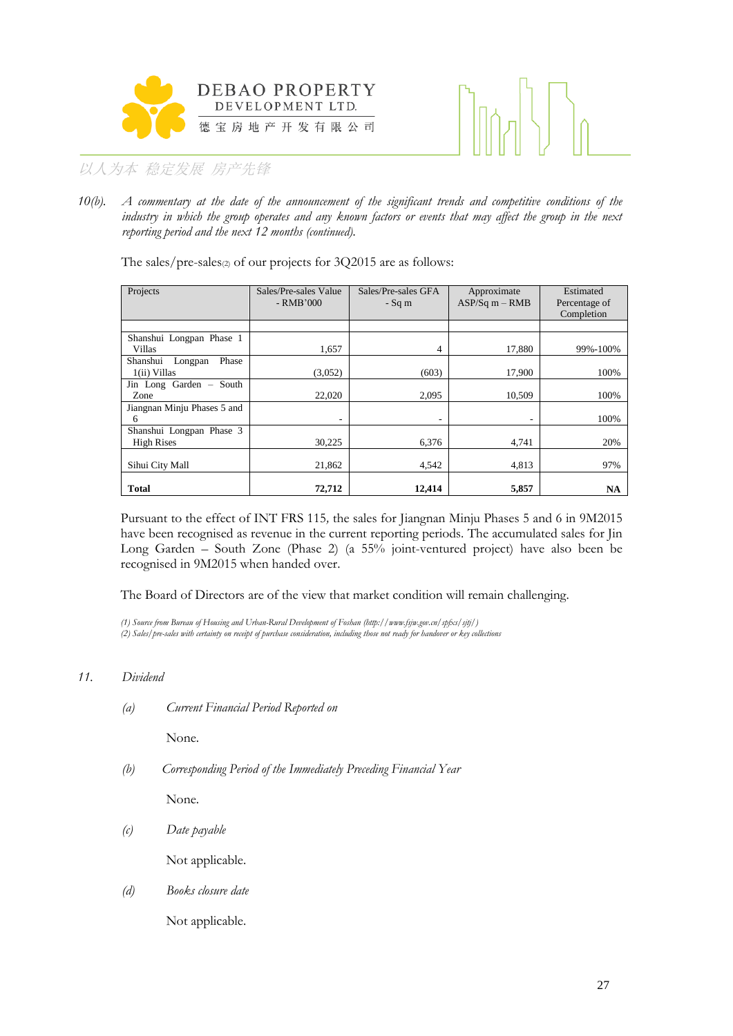*10(b). A commentary at the date of the announcement of the significant trends and competitive conditions of the industry in which the group operates and any known factors or events that may affect the group in the next reporting period and the next 12 months (continued).*

The sales/pre-sales(2) of our projects for 3Q2015 are as follows:

| Projects | Sales/Pre-sales Value - RMB'000 | Sales/Pre-sales GFA - Sq m | Approximate ASP/Sq m – RMB | Estimated Percentage of Completion |
|---|---|---|---|---|
| | | | | |
| Shanshui Longpan Phase 1 Villas | 1,657 | 4 | 17,880 | 99%-100% |
| Shanshui Longpan Phase 1(ii) Villas | (3,052) | (603) | 17,900 | 100% |
| Jin Long Garden – South Zone | 22,020 | 2,095 | 10,509 | 100% |
| Jiangnan Minju Phases 5 and 6 | - | - | - | 100% |
| Shanshui Longpan Phase 3 High Rises | 30,225 | 6,376 | 4,741 | 20% |
| Sihui City Mall | 21,862 | 4,542 | 4,813 | 97% |
| **Total** | **72,712** | **12,414** | **5,857** | **NA** |

Pursuant to the effect of INT FRS 115, the sales for Jiangnan Minju Phases 5 and 6 in 9M2015 have been recognised as revenue in the current reporting periods. The accumulated sales for Jin Long Garden – South Zone (Phase 2) (a 55% joint-ventured project) have also been recognised in 9M2015 when handed over.

The Board of Directors are of the view that market condition will remain challenging.

*(1) Source from Bureau of Housing and Urban-Rural Development of Foshan (http://www.fsjw.gov.cn/spfxs/sjtj/)*
*(2) Sales/pre-sales with certainty on receipt of purchase consideration, including those not ready for handover or key collections*

*11. Dividend*

*(a) Current Financial Period Reported on*

None.

*(b) Corresponding Period of the Immediately Preceding Financial Year*

None.

*(c) Date payable*

Not applicable.

*(d) Books closure date*

Not applicable.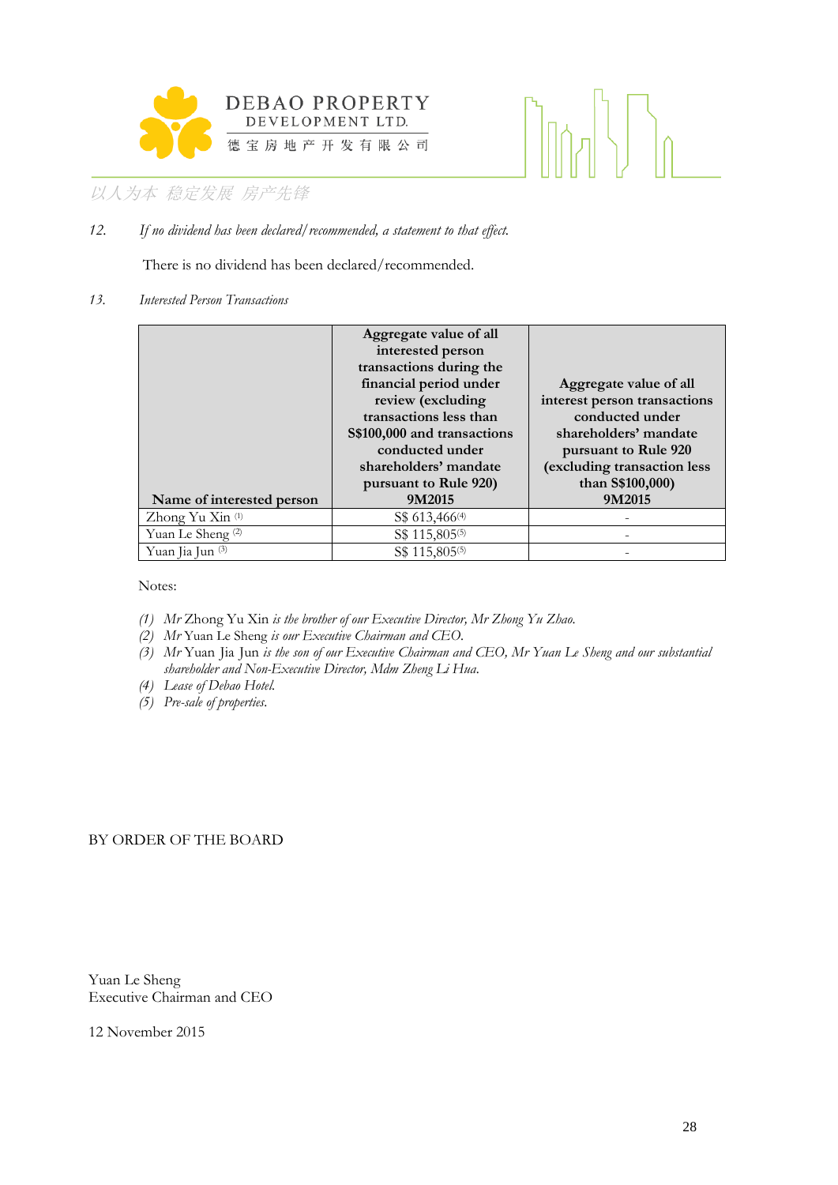12. *If no dividend has been declared/recommended, a statement to that effect.*

There is no dividend has been declared/recommended.

13. *Interested Person Transactions*

| Name of interested person | Aggregate value of all interested person transactions during the financial period under review (excluding transactions less than S$100,000 and transactions conducted under shareholders' mandate pursuant to Rule 920) 9M2015 | Aggregate value of all interest person transactions conducted under shareholders' mandate pursuant to Rule 920 (excluding transaction less than S$100,000) 9M2015 |
|---|---|---|
| Zhong Yu Xin [(1)] | S$ 613,466[(4)] | - |
| Yuan Le Sheng [(2)] | S$ 115,805[(5)] | - |
| Yuan Jia Jun [(3)] | S$ 115,805[(5)] | - |

Notes:

(1) *Mr* Zhong Yu Xin *is the brother of our Executive Director, Mr Zhong Yu Zhao.*
(2) *Mr* Yuan Le Sheng *is our Executive Chairman and CEO.*
(3) *Mr* Yuan Jia Jun *is the son of our Executive Chairman and CEO, Mr Yuan Le Sheng and our substantial shareholder and Non-Executive Director, Mdm Zheng Li Hua.*
(4) *Lease of Debao Hotel.*
(5) *Pre-sale of properties.*

BY ORDER OF THE BOARD

Yuan Le Sheng
Executive Chairman and CEO

12 November 2015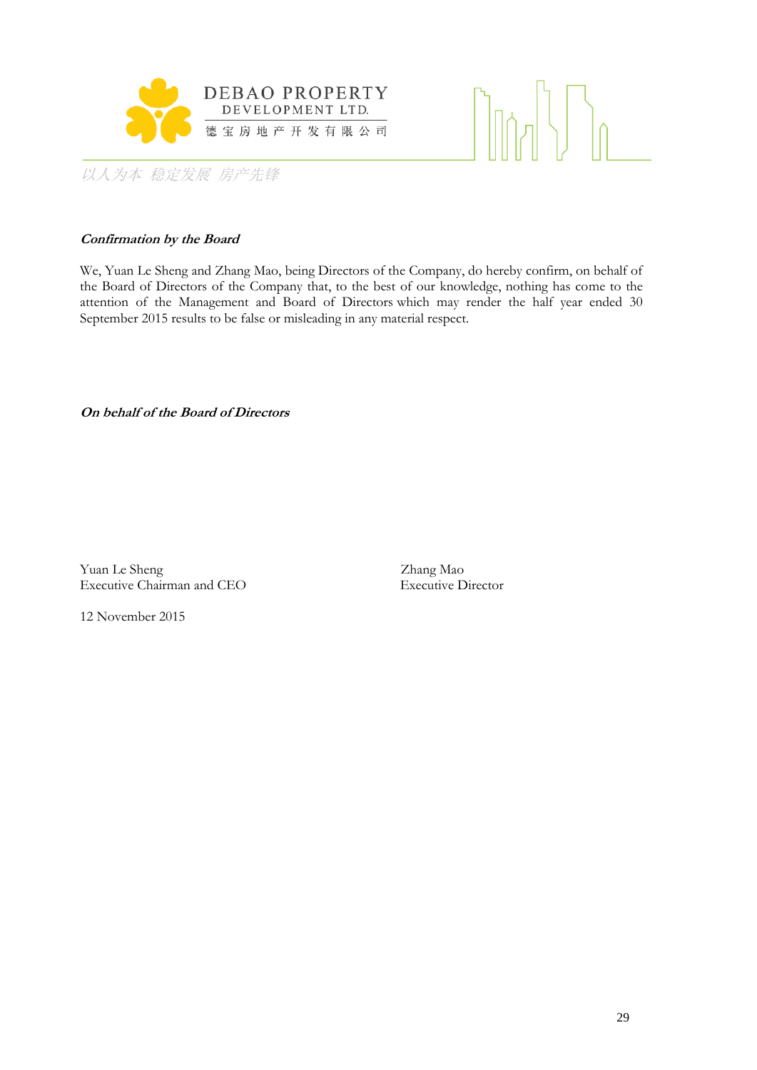***Confirmation by the Board***

We, Yuan Le Sheng and Zhang Mao, being Directors of the Company, do hereby confirm, on behalf of the Board of Directors of the Company that, to the best of our knowledge, nothing has come to the attention of the Management and Board of Directors which may render the half year ended 30 September 2015 results to be false or misleading in any material respect.

***On behalf of the Board of Directors***

Yuan Le Sheng
Executive Chairman and CEO

Zhang Mao
Executive Director

12 November 2015